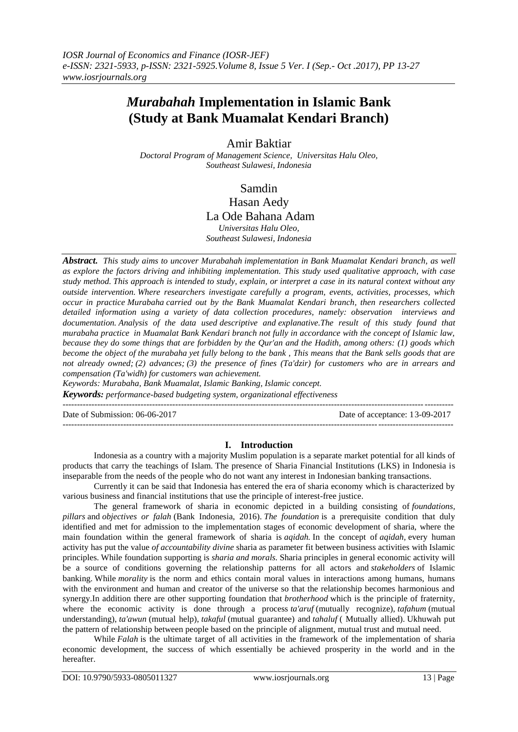# *Murabahah* Implementation in Islamic Bank (Study at Bank Muamalat Kendari Branch)

Amir Baktiar

*Doctoral Program of Management Science, Universitas Halu Oleo, Southeast Sulawesi, Indonesia*

Samdin

Hasan Aedy

La Ode Bahana Adam

*Universitas Halu Oleo, Southeast Sulawesi, Indonesia*

***Abstract.*** *This study aims to uncover Murabahah implementation in Bank Muamalat Kendari branch, as well as explore the factors driving and inhibiting implementation. This study used qualitative approach, with case study method. This approach is intended to study, explain, or interpret a case in its natural context without any outside intervention. Where researchers investigate carefully a program, events, activities, processes, which occur in practice Murabaha carried out by the Bank Muamalat Kendari branch, then researchers collected detailed information using a variety of data collection procedures, namely: observation interviews and documentation. Analysis of the data used descriptive and explanative.The result of this study found that murabaha practice in Muamalat Bank Kendari branch not fully in accordance with the concept of Islamic law, because they do some things that are forbidden by the Qur'an and the Hadith, among others: (1) goods which become the object of the murabaha yet fully belong to the bank , This means that the Bank sells goods that are not already owned; (2) advances; (3) the presence of fines (Ta'dzir) for customers who are in arrears and compensation (Ta'widh) for customers wan achievement.*

*Keywords: Murabaha, Bank Muamalat, Islamic Banking, Islamic concept.*

***Keywords:*** *performance-based budgeting system, organizational effectiveness*

---

Date of Submission: 06-06-2017 Date of acceptance: 13-09-2017

---

## I. Introduction

Indonesia as a country with a majority Muslim population is a separate market potential for all kinds of products that carry the teachings of Islam. The presence of Sharia Financial Institutions (LKS) in Indonesia is inseparable from the needs of the people who do not want any interest in Indonesian banking transactions.

Currently it can be said that Indonesia has entered the era of sharia economy which is characterized by various business and financial institutions that use the principle of interest-free justice.

The general framework of sharia in economic depicted in a building consisting of *foundations*, *pillars* and *objectives or falah* (Bank Indonesia, 2016). *The foundation* is a prerequisite condition that duly identified and met for admission to the implementation stages of economic development of sharia, where the main foundation within the general framework of sharia is *aqidah.* In the concept of *aqidah*, every human activity has put the value *of accountability divine* sharia as parameter fit between business activities with Islamic principles. While foundation supporting is *sharia and morals.* Sharia principles in general economic activity will be a source of conditions governing the relationship patterns for all actors and *stakeholders* of Islamic banking. While *morality* is the norm and ethics contain moral values in interactions among humans, humans with the environment and human and creator of the universe so that the relationship becomes harmonious and synergy.In addition there are other supporting foundation that *brotherhood* which is the principle of fraternity, where the economic activity is done through a process *ta'aruf* (mutually recognize), *tafahum* (mutual understanding), *ta'awun* (mutual help), *takaful* (mutual guarantee) and *tahaluf* ( Mutually allied). Ukhuwah put the pattern of relationship between people based on the principle of alignment, mutual trust and mutual need.

While *Falah* is the ultimate target of all activities in the framework of the implementation of sharia economic development, the success of which essentially be achieved prosperity in the world and in the hereafter.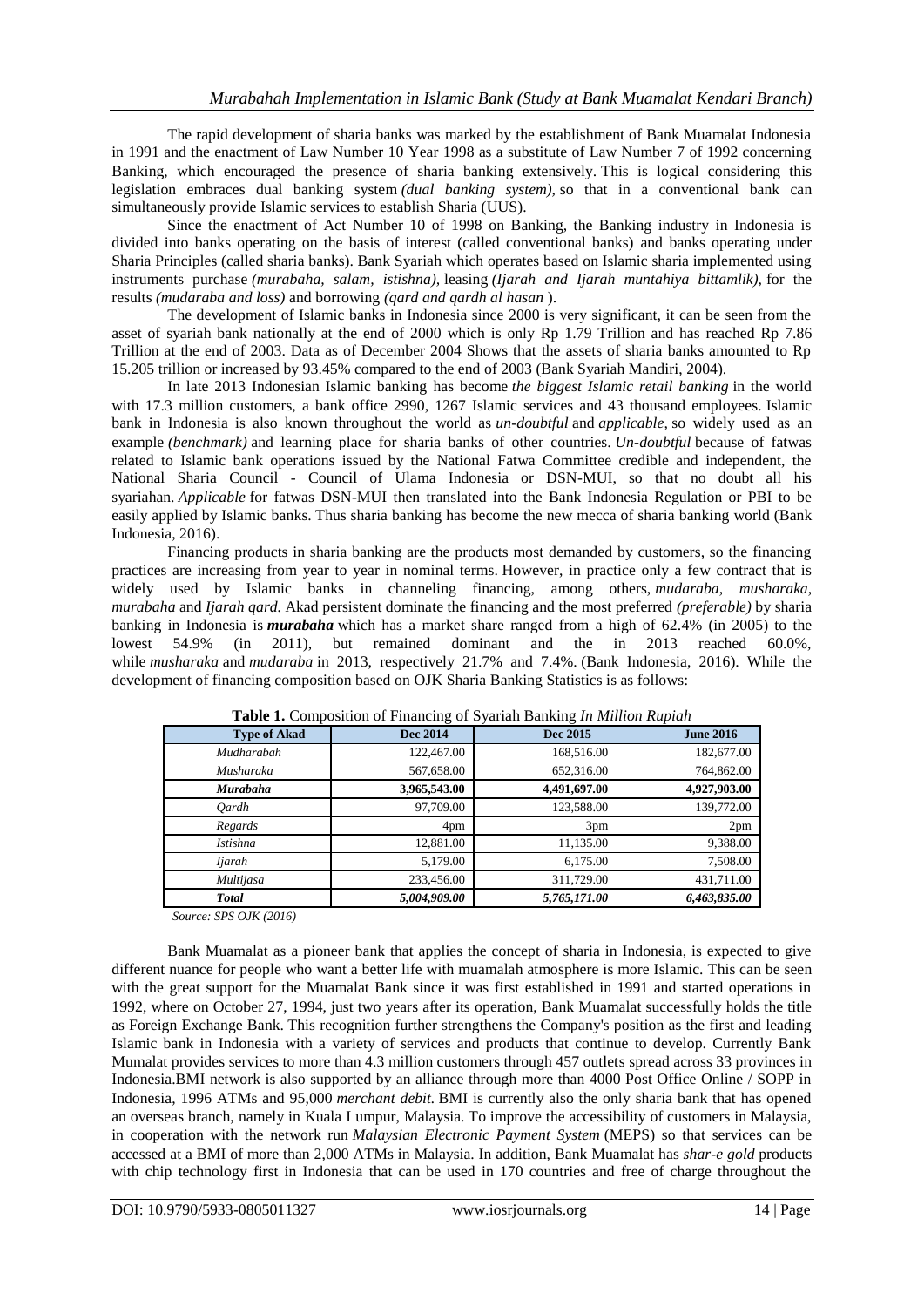The rapid development of sharia banks was marked by the establishment of Bank Muamalat Indonesia in 1991 and the enactment of Law Number 10 Year 1998 as a substitute of Law Number 7 of 1992 concerning Banking, which encouraged the presence of sharia banking extensively. This is logical considering this legislation embraces dual banking system *(dual banking system),* so that in a conventional bank can simultaneously provide Islamic services to establish Sharia (UUS).

Since the enactment of Act Number 10 of 1998 on Banking, the Banking industry in Indonesia is divided into banks operating on the basis of interest (called conventional banks) and banks operating under Sharia Principles (called sharia banks). Bank Syariah which operates based on Islamic sharia implemented using instruments purchase *(murabaha, salam, istishna),* leasing *(Ijarah and Ijarah muntahiya bittamlik),* for the results *(mudaraba and loss)* and borrowing *(qard and qardh al hasan ).*

The development of Islamic banks in Indonesia since 2000 is very significant, it can be seen from the asset of syariah bank nationally at the end of 2000 which is only Rp 1.79 Trillion and has reached Rp 7.86 Trillion at the end of 2003. Data as of December 2004 Shows that the assets of sharia banks amounted to Rp 15.205 trillion or increased by 93.45% compared to the end of 2003 (Bank Syariah Mandiri, 2004).

In late 2013 Indonesian Islamic banking has become *the biggest Islamic retail banking* in the world with 17.3 million customers, a bank office 2990, 1267 Islamic services and 43 thousand employees. Islamic bank in Indonesia is also known throughout the world as *un-doubtful* and *applicable,* so widely used as an example *(benchmark)* and learning place for sharia banks of other countries. *Un-doubtful* because of fatwas related to Islamic bank operations issued by the National Fatwa Committee credible and independent, the National Sharia Council - Council of Ulama Indonesia or DSN-MUI, so that no doubt all his syariahan. *Applicable* for fatwas DSN-MUI then translated into the Bank Indonesia Regulation or PBI to be easily applied by Islamic banks. Thus sharia banking has become the new mecca of sharia banking world (Bank Indonesia, 2016).

Financing products in sharia banking are the products most demanded by customers, so the financing practices are increasing from year to year in nominal terms. However, in practice only a few contract that is widely used by Islamic banks in channeling financing, among others, *mudaraba, musharaka, murabaha* and *Ijarah qard.* Akad persistent dominate the financing and the most preferred *(preferable)* by sharia banking in Indonesia is ***murabaha*** which has a market share ranged from a high of 62.4% (in 2005) to the lowest 54.9% (in 2011), but remained dominant and the in 2013 reached 60.0%, while *musharaka* and *mudaraba* in 2013, respectively 21.7% and 7.4%. (Bank Indonesia, 2016). While the development of financing composition based on OJK Sharia Banking Statistics is as follows:

**Table 1.** Composition of Financing of Syariah Banking *In Million Rupiah*

| Type of Akad | Dec 2014 | Dec 2015 | June 2016 |
|---|---|---|---|
| *Mudharabah* | 122,467.00 | 168,516.00 | 182,677.00 |
| *Musharaka* | 567,658.00 | 652,316.00 | 764,862.00 |
| ***Murabaha*** | **3,965,543.00** | **4,491,697.00** | **4,927,903.00** |
| *Qardh* | 97,709.00 | 123,588.00 | 139,772.00 |
| *Regards* | 4pm | 3pm | 2pm |
| *Istishna* | 12,881.00 | 11,135.00 | 9,388.00 |
| *Ijarah* | 5,179.00 | 6,175.00 | 7,508.00 |
| *Multijasa* | 233,456.00 | 311,729.00 | 431,711.00 |
| ***Total*** | ***5,004,909.00*** | ***5,765,171.00*** | ***6,463,835.00*** |

*Source: SPS OJK (2016)*

Bank Muamalat as a pioneer bank that applies the concept of sharia in Indonesia, is expected to give different nuance for people who want a better life with muamalah atmosphere is more Islamic. This can be seen with the great support for the Muamalat Bank since it was first established in 1991 and started operations in 1992, where on October 27, 1994, just two years after its operation, Bank Muamalat successfully holds the title as Foreign Exchange Bank. This recognition further strengthens the Company's position as the first and leading Islamic bank in Indonesia with a variety of services and products that continue to develop. Currently Bank Mumalat provides services to more than 4.3 million customers through 457 outlets spread across 33 provinces in Indonesia.BMI network is also supported by an alliance through more than 4000 Post Office Online / SOPP in Indonesia, 1996 ATMs and 95,000 *merchant debit.* BMI is currently also the only sharia bank that has opened an overseas branch, namely in Kuala Lumpur, Malaysia. To improve the accessibility of customers in Malaysia, in cooperation with the network run *Malaysian Electronic Payment System* (MEPS) so that services can be accessed at a BMI of more than 2,000 ATMs in Malaysia. In addition, Bank Muamalat has *shar-e gold* products with chip technology first in Indonesia that can be used in 170 countries and free of charge throughout the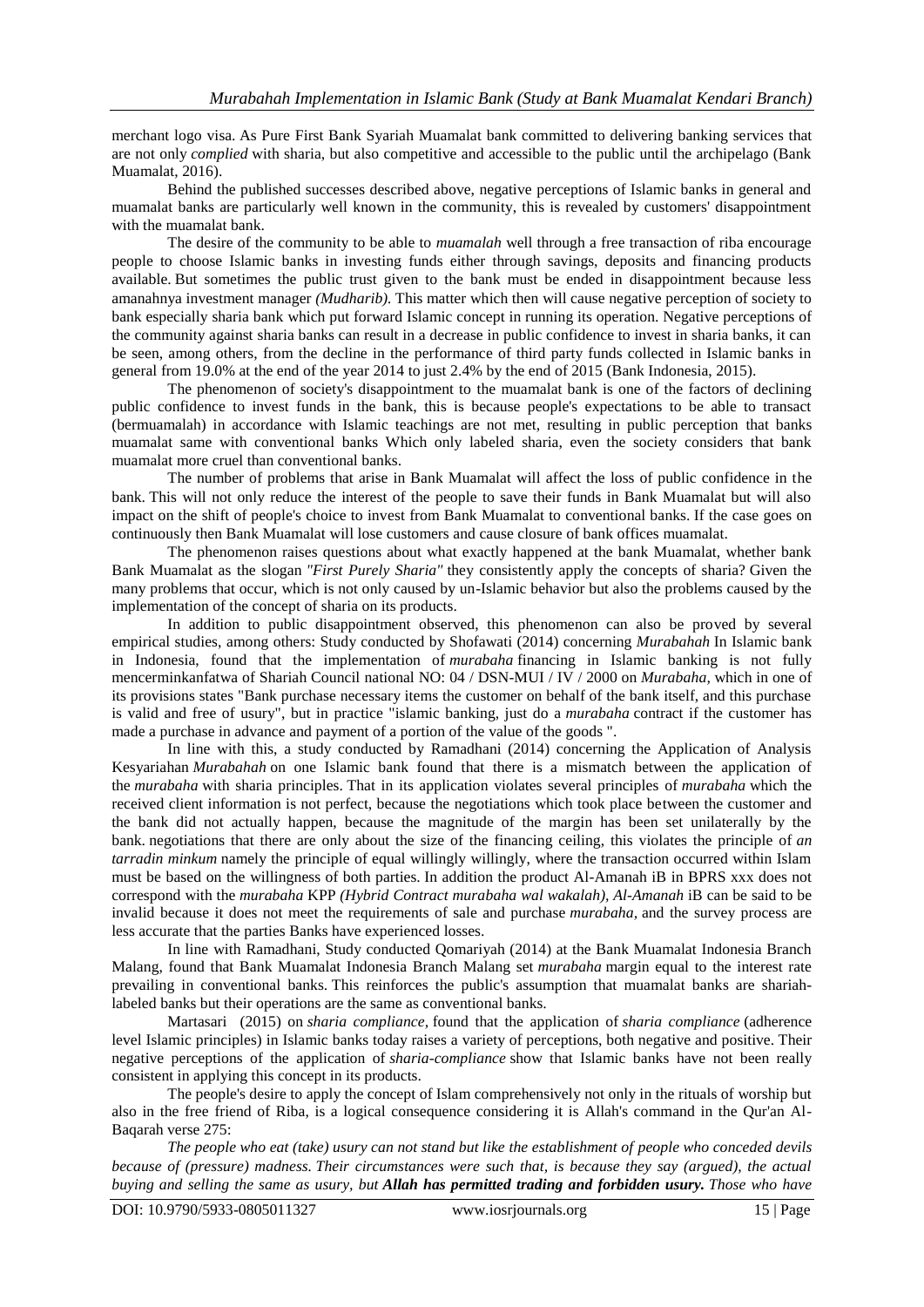merchant logo visa. As Pure First Bank Syariah Muamalat bank committed to delivering banking services that are not only *complied* with sharia, but also competitive and accessible to the public until the archipelago (Bank Muamalat, 2016).

Behind the published successes described above, negative perceptions of Islamic banks in general and muamalat banks are particularly well known in the community, this is revealed by customers' disappointment with the muamalat bank.

The desire of the community to be able to *muamalah* well through a free transaction of riba encourage people to choose Islamic banks in investing funds either through savings, deposits and financing products available. But sometimes the public trust given to the bank must be ended in disappointment because less amanahnya investment manager *(Mudharib).* This matter which then will cause negative perception of society to bank especially sharia bank which put forward Islamic concept in running its operation. Negative perceptions of the community against sharia banks can result in a decrease in public confidence to invest in sharia banks, it can be seen, among others, from the decline in the performance of third party funds collected in Islamic banks in general from 19.0% at the end of the year 2014 to just 2.4% by the end of 2015 (Bank Indonesia, 2015).

The phenomenon of society's disappointment to the muamalat bank is one of the factors of declining public confidence to invest funds in the bank, this is because people's expectations to be able to transact (bermuamalah) in accordance with Islamic teachings are not met, resulting in public perception that banks muamalat same with conventional banks Which only labeled sharia, even the society considers that bank muamalat more cruel than conventional banks.

The number of problems that arise in Bank Muamalat will affect the loss of public confidence in the bank. This will not only reduce the interest of the people to save their funds in Bank Muamalat but will also impact on the shift of people's choice to invest from Bank Muamalat to conventional banks. If the case goes on continuously then Bank Muamalat will lose customers and cause closure of bank offices muamalat.

The phenomenon raises questions about what exactly happened at the bank Muamalat, whether bank Bank Muamalat as the slogan *"First Purely Sharia"* they consistently apply the concepts of sharia? Given the many problems that occur, which is not only caused by un-Islamic behavior but also the problems caused by the implementation of the concept of sharia on its products.

In addition to public disappointment observed, this phenomenon can also be proved by several empirical studies, among others: Study conducted by Shofawati (2014) concerning *Murabahah* In Islamic bank in Indonesia, found that the implementation of *murabaha* financing in Islamic banking is not fully mencerminkanfatwa of Shariah Council national NO: 04 / DSN-MUI / IV / 2000 on *Murabaha,* which in one of its provisions states "Bank purchase necessary items the customer on behalf of the bank itself, and this purchase is valid and free of usury", but in practice "islamic banking, just do a *murabaha* contract if the customer has made a purchase in advance and payment of a portion of the value of the goods ".

In line with this, a study conducted by Ramadhani (2014) concerning the Application of Analysis Kesyariahan *Murabahah* on one Islamic bank found that there is a mismatch between the application of the *murabaha* with sharia principles. That in its application violates several principles of *murabaha* which the received client information is not perfect, because the negotiations which took place between the customer and the bank did not actually happen, because the magnitude of the margin has been set unilaterally by the bank. negotiations that there are only about the size of the financing ceiling, this violates the principle of *an tarradin minkum* namely the principle of equal willingly willingly, where the transaction occurred within Islam must be based on the willingness of both parties. In addition the product Al-Amanah iB in BPRS xxx does not correspond with the *murabaha* KPP *(Hybrid Contract murabaha wal wakalah), Al-Amanah* iB can be said to be invalid because it does not meet the requirements of sale and purchase *murabaha,* and the survey process are less accurate that the parties Banks have experienced losses.

In line with Ramadhani, Study conducted Qomariyah (2014) at the Bank Muamalat Indonesia Branch Malang, found that Bank Muamalat Indonesia Branch Malang set *murabaha* margin equal to the interest rate prevailing in conventional banks. This reinforces the public's assumption that muamalat banks are shariah-labeled banks but their operations are the same as conventional banks.

Martasari (2015) on *sharia compliance,* found that the application of *sharia compliance* (adherence level Islamic principles) in Islamic banks today raises a variety of perceptions, both negative and positive. Their negative perceptions of the application of *sharia-compliance* show that Islamic banks have not been really consistent in applying this concept in its products.

The people's desire to apply the concept of Islam comprehensively not only in the rituals of worship but also in the free friend of Riba, is a logical consequence considering it is Allah's command in the Qur'an Al-Baqarah verse 275:

*The people who eat (take) usury can not stand but like the establishment of people who conceded devils because of (pressure) madness. Their circumstances were such that, is because they say (argued), the actual buying and selling the same as usury, but **Allah has permitted trading and forbidden usury.** Those who have*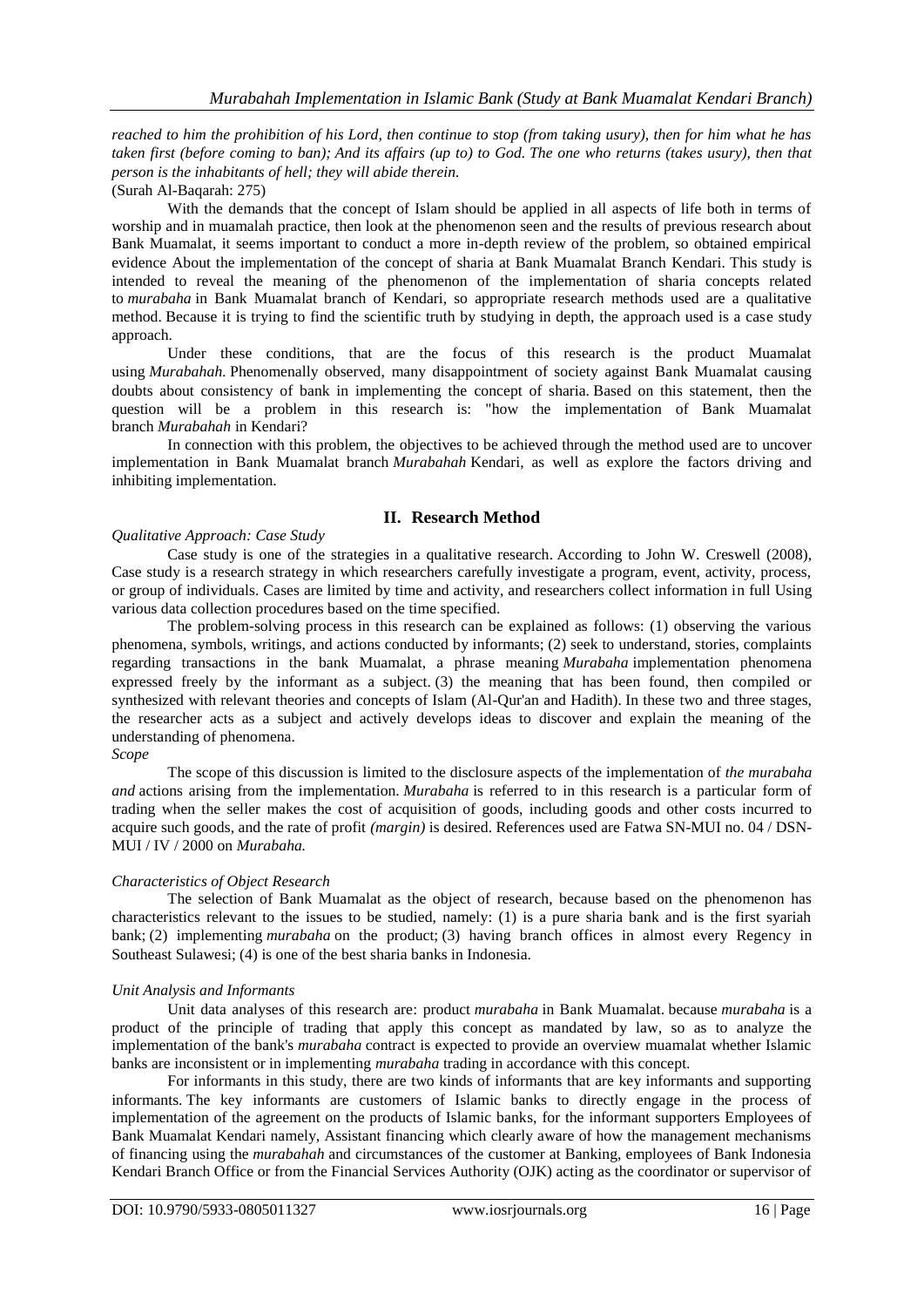*reached to him the prohibition of his Lord, then continue to stop (from taking usury), then for him what he has taken first (before coming to ban); And its affairs (up to) to God. The one who returns (takes usury), then that person is the inhabitants of hell; they will abide therein.*

(Surah Al-Baqarah: 275)

With the demands that the concept of Islam should be applied in all aspects of life both in terms of worship and in muamalah practice, then look at the phenomenon seen and the results of previous research about Bank Muamalat, it seems important to conduct a more in-depth review of the problem, so obtained empirical evidence About the implementation of the concept of sharia at Bank Muamalat Branch Kendari. This study is intended to reveal the meaning of the phenomenon of the implementation of sharia concepts related to *murabaha* in Bank Muamalat branch of Kendari, so appropriate research methods used are a qualitative method. Because it is trying to find the scientific truth by studying in depth, the approach used is a case study approach.

Under these conditions, that are the focus of this research is the product Muamalat using *Murabahah.* Phenomenally observed, many disappointment of society against Bank Muamalat causing doubts about consistency of bank in implementing the concept of sharia. Based on this statement, then the question will be a problem in this research is: "how the implementation of Bank Muamalat branch *Murabahah* in Kendari?

In connection with this problem, the objectives to be achieved through the method used are to uncover implementation in Bank Muamalat branch *Murabahah* Kendari, as well as explore the factors driving and inhibiting implementation.

## II. Research Method

*Qualitative Approach: Case Study*

Case study is one of the strategies in a qualitative research. According to John W. Creswell (2008), Case study is a research strategy in which researchers carefully investigate a program, event, activity, process, or group of individuals. Cases are limited by time and activity, and researchers collect information in full Using various data collection procedures based on the time specified.

The problem-solving process in this research can be explained as follows: (1) observing the various phenomena, symbols, writings, and actions conducted by informants; (2) seek to understand, stories, complaints regarding transactions in the bank Muamalat, a phrase meaning *Murabaha* implementation phenomena expressed freely by the informant as a subject. (3) the meaning that has been found, then compiled or synthesized with relevant theories and concepts of Islam (Al-Qur'an and Hadith). In these two and three stages, the researcher acts as a subject and actively develops ideas to discover and explain the meaning of the understanding of phenomena.

*Scope*

The scope of this discussion is limited to the disclosure aspects of the implementation of *the murabaha and* actions arising from the implementation. *Murabaha* is referred to in this research is a particular form of trading when the seller makes the cost of acquisition of goods, including goods and other costs incurred to acquire such goods, and the rate of profit *(margin)* is desired. References used are Fatwa SN-MUI no. 04 / DSN-MUI / IV / 2000 on *Murabaha.*

*Characteristics of Object Research*

The selection of Bank Muamalat as the object of research, because based on the phenomenon has characteristics relevant to the issues to be studied, namely: (1) is a pure sharia bank and is the first syariah bank; (2) implementing *murabaha* on the product; (3) having branch offices in almost every Regency in Southeast Sulawesi; (4) is one of the best sharia banks in Indonesia.

*Unit Analysis and Informants*

Unit data analyses of this research are: product *murabaha* in Bank Muamalat. because *murabaha* is a product of the principle of trading that apply this concept as mandated by law, so as to analyze the implementation of the bank's *murabaha* contract is expected to provide an overview muamalat whether Islamic banks are inconsistent or in implementing *murabaha* trading in accordance with this concept.

For informants in this study, there are two kinds of informants that are key informants and supporting informants. The key informants are customers of Islamic banks to directly engage in the process of implementation of the agreement on the products of Islamic banks, for the informant supporters Employees of Bank Muamalat Kendari namely, Assistant financing which clearly aware of how the management mechanisms of financing using the *murabahah* and circumstances of the customer at Banking, employees of Bank Indonesia Kendari Branch Office or from the Financial Services Authority (OJK) acting as the coordinator or supervisor of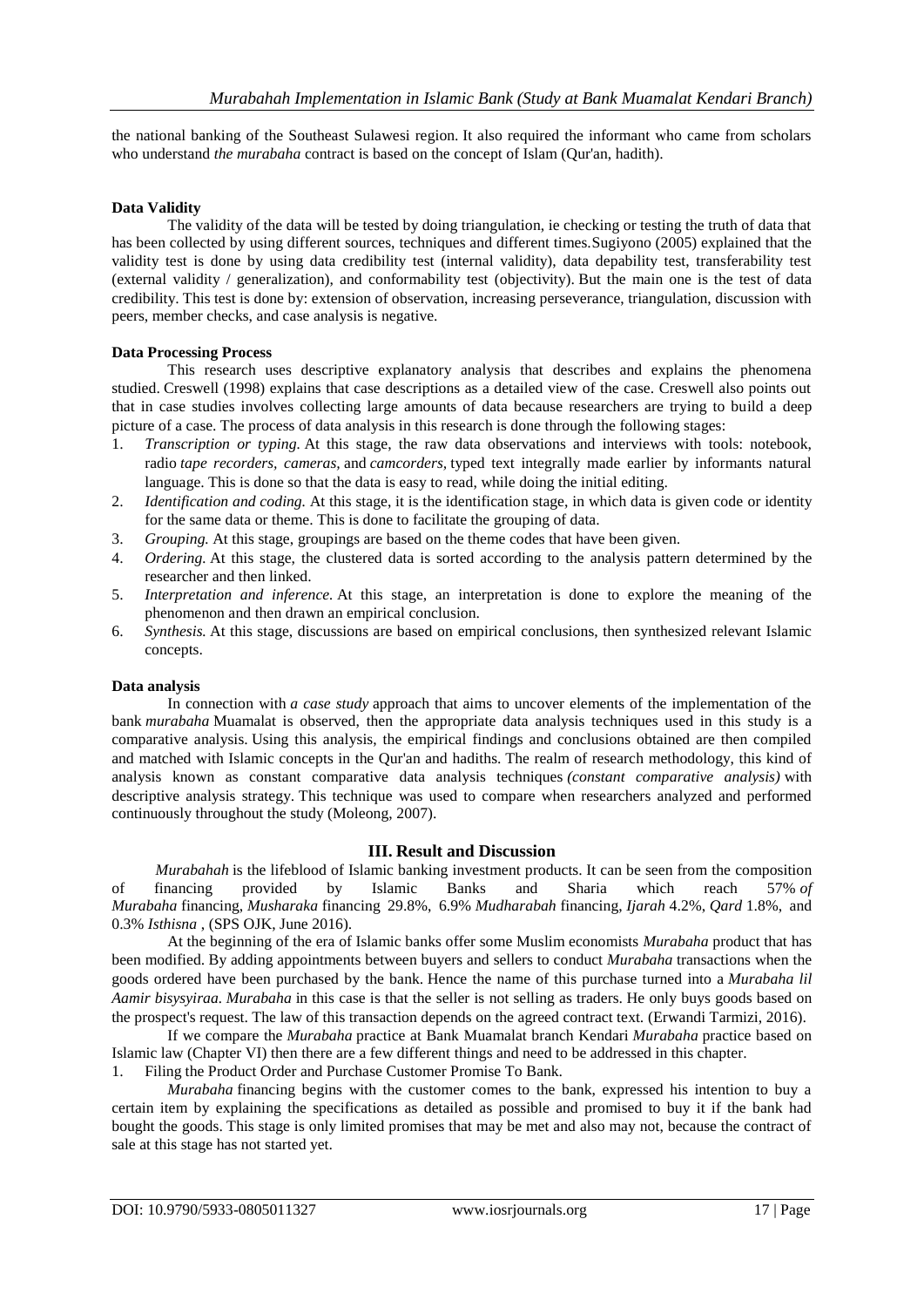the national banking of the Southeast Sulawesi region. It also required the informant who came from scholars who understand *the murabaha* contract is based on the concept of Islam (Qur'an, hadith).

**Data Validity**

The validity of the data will be tested by doing triangulation, ie checking or testing the truth of data that has been collected by using different sources, techniques and different times.Sugiyono (2005) explained that the validity test is done by using data credibility test (internal validity), data depability test, transferability test (external validity / generalization), and conformability test (objectivity). But the main one is the test of data credibility. This test is done by: extension of observation, increasing perseverance, triangulation, discussion with peers, member checks, and case analysis is negative.

**Data Processing Process**

This research uses descriptive explanatory analysis that describes and explains the phenomena studied. Creswell (1998) explains that case descriptions as a detailed view of the case. Creswell also points out that in case studies involves collecting large amounts of data because researchers are trying to build a deep picture of a case. The process of data analysis in this research is done through the following stages:

1. *Transcription or typing.* At this stage, the raw data observations and interviews with tools: notebook, radio *tape recorders, cameras,* and *camcorders,* typed text integrally made earlier by informants natural language. This is done so that the data is easy to read, while doing the initial editing.
2. *Identification and coding.* At this stage, it is the identification stage, in which data is given code or identity for the same data or theme. This is done to facilitate the grouping of data.
3. *Grouping.* At this stage, groupings are based on the theme codes that have been given.
4. *Ordering.* At this stage, the clustered data is sorted according to the analysis pattern determined by the researcher and then linked.
5. *Interpretation and inference.* At this stage, an interpretation is done to explore the meaning of the phenomenon and then drawn an empirical conclusion.
6. *Synthesis.* At this stage, discussions are based on empirical conclusions, then synthesized relevant Islamic concepts.

**Data analysis**

In connection with *a case study* approach that aims to uncover elements of the implementation of the bank *murabaha* Muamalat is observed, then the appropriate data analysis techniques used in this study is a comparative analysis. Using this analysis, the empirical findings and conclusions obtained are then compiled and matched with Islamic concepts in the Qur'an and hadiths. The realm of research methodology, this kind of analysis known as constant comparative data analysis techniques *(constant comparative analysis)* with descriptive analysis strategy. This technique was used to compare when researchers analyzed and performed continuously throughout the study (Moleong, 2007).

## III. Result and Discussion

*Murabahah* is the lifeblood of Islamic banking investment products. It can be seen from the composition of financing provided by Islamic Banks and Sharia which reach 57% *of Murabaha* financing, *Musharaka* financing 29.8%, 6.9% *Mudharabah* financing, *Ijarah* 4.2%, *Qard* 1.8%, and 0.3% *Isthisna* , (SPS OJK, June 2016).

At the beginning of the era of Islamic banks offer some Muslim economists *Murabaha* product that has been modified. By adding appointments between buyers and sellers to conduct *Murabaha* transactions when the goods ordered have been purchased by the bank. Hence the name of this purchase turned into a *Murabaha lil Aamir bisysyiraa*. *Murabaha* in this case is that the seller is not selling as traders. He only buys goods based on the prospect's request. The law of this transaction depends on the agreed contract text. (Erwandi Tarmizi, 2016).

If we compare the *Murabaha* practice at Bank Muamalat branch Kendari *Murabaha* practice based on Islamic law (Chapter VI) then there are a few different things and need to be addressed in this chapter.

1. Filing the Product Order and Purchase Customer Promise To Bank.

*Murabaha* financing begins with the customer comes to the bank, expressed his intention to buy a certain item by explaining the specifications as detailed as possible and promised to buy it if the bank had bought the goods. This stage is only limited promises that may be met and also may not, because the contract of sale at this stage has not started yet.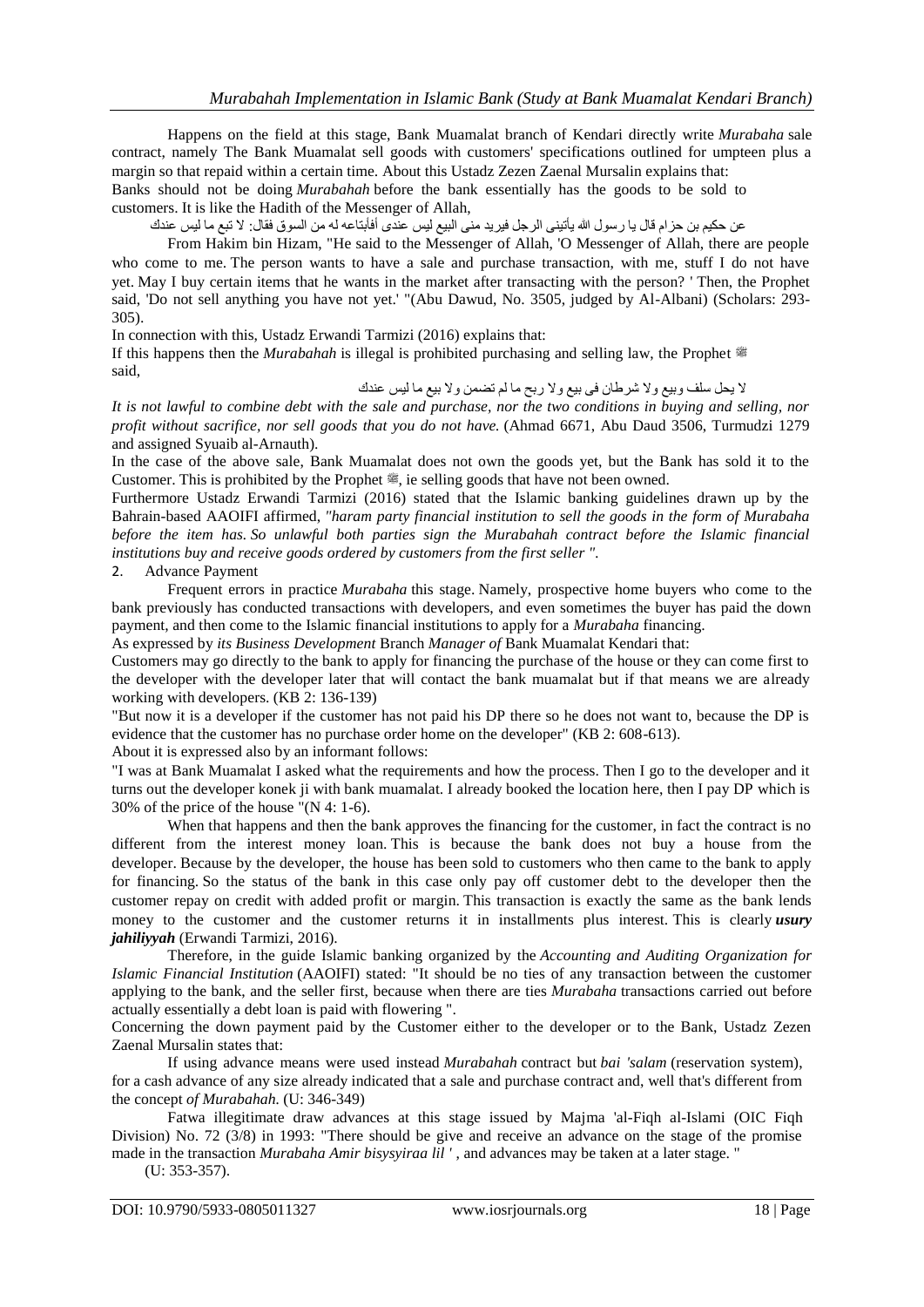Happens on the field at this stage, Bank Muamalat branch of Kendari directly write *Murabaha* sale contract, namely The Bank Muamalat sell goods with customers' specifications outlined for umpteen plus a margin so that repaid within a certain time. About this Ustadz Zezen Zaenal Mursalin explains that:

Banks should not be doing *Murabahah* before the bank essentially has the goods to be sold to customers. It is like the Hadith of the Messenger of Allah,

عن حكيم بن حزام قال يا رسول الله يأتيني الرجل فيريد مني البيع ليس عندي أفأبتاعه له من السوق فقال: لا تبع ما ليس عندك

From Hakim bin Hizam, "He said to the Messenger of Allah, 'O Messenger of Allah, there are people who come to me. The person wants to have a sale and purchase transaction, with me, stuff I do not have yet. May I buy certain items that he wants in the market after transacting with the person? ' Then, the Prophet said, 'Do not sell anything you have not yet.' "(Abu Dawud, No. 3505, judged by Al-Albani) (Scholars: 293-305).

In connection with this, Ustadz Erwandi Tarmizi (2016) explains that:

If this happens then the *Murabahah* is illegal is prohibited purchasing and selling law, the Prophet ﷺ said,

لا يحل سلف وبيع ولا شرطان فى بيع ولا ربح ما لم تضمن ولا بيع ما ليس عندك

*It is not lawful to combine debt with the sale and purchase, nor the two conditions in buying and selling, nor profit without sacrifice, nor sell goods that you do not have.* (Ahmad 6671, Abu Daud 3506, Turmudzi 1279 and assigned Syuaib al-Arnauth).

In the case of the above sale, Bank Muamalat does not own the goods yet, but the Bank has sold it to the Customer. This is prohibited by the Prophet ﷺ, ie selling goods that have not been owned.

Furthermore Ustadz Erwandi Tarmizi (2016) stated that the Islamic banking guidelines drawn up by the Bahrain-based AAOIFI affirmed, *"haram party financial institution to sell the goods in the form of Murabaha before the item has. So unlawful both parties sign the Murabahah contract before the Islamic financial institutions buy and receive goods ordered by customers from the first seller ".*

2. Advance Payment

Frequent errors in practice *Murabaha* this stage. Namely, prospective home buyers who come to the bank previously has conducted transactions with developers, and even sometimes the buyer has paid the down payment, and then come to the Islamic financial institutions to apply for a *Murabaha* financing.

As expressed by *its Business Development* Branch *Manager of* Bank Muamalat Kendari that:

Customers may go directly to the bank to apply for financing the purchase of the house or they can come first to the developer with the developer later that will contact the bank muamalat but if that means we are already working with developers. (KB 2: 136-139)

"But now it is a developer if the customer has not paid his DP there so he does not want to, because the DP is evidence that the customer has no purchase order home on the developer" (KB 2: 608-613).

About it is expressed also by an informant follows:

"I was at Bank Muamalat I asked what the requirements and how the process. Then I go to the developer and it turns out the developer konek ji with bank muamalat. I already booked the location here, then I pay DP which is 30% of the price of the house "(N 4: 1-6).

When that happens and then the bank approves the financing for the customer, in fact the contract is no different from the interest money loan. This is because the bank does not buy a house from the developer. Because by the developer, the house has been sold to customers who then came to the bank to apply for financing. So the status of the bank in this case only pay off customer debt to the developer then the customer repay on credit with added profit or margin. This transaction is exactly the same as the bank lends money to the customer and the customer returns it in installments plus interest. This is clearly ***usury jahiliyyah*** (Erwandi Tarmizi, 2016).

Therefore, in the guide Islamic banking organized by the *Accounting and Auditing Organization for Islamic Financial Institution* (AAOIFI) stated: "It should be no ties of any transaction between the customer applying to the bank, and the seller first, because when there are ties *Murabaha* transactions carried out before actually essentially a debt loan is paid with flowering ".

Concerning the down payment paid by the Customer either to the developer or to the Bank, Ustadz Zezen Zaenal Mursalin states that:

If using advance means were used instead *Murabahah* contract but *bai 'salam* (reservation system), for a cash advance of any size already indicated that a sale and purchase contract and, well that's different from the concept *of Murabahah.* (U: 346-349)

Fatwa illegitimate draw advances at this stage issued by Majma 'al-Fiqh al-Islami (OIC Fiqh Division) No. 72 (3/8) in 1993: "There should be give and receive an advance on the stage of the promise made in the transaction *Murabaha Amir bisysyiraa lil '* , and advances may be taken at a later stage. " (U: 353-357).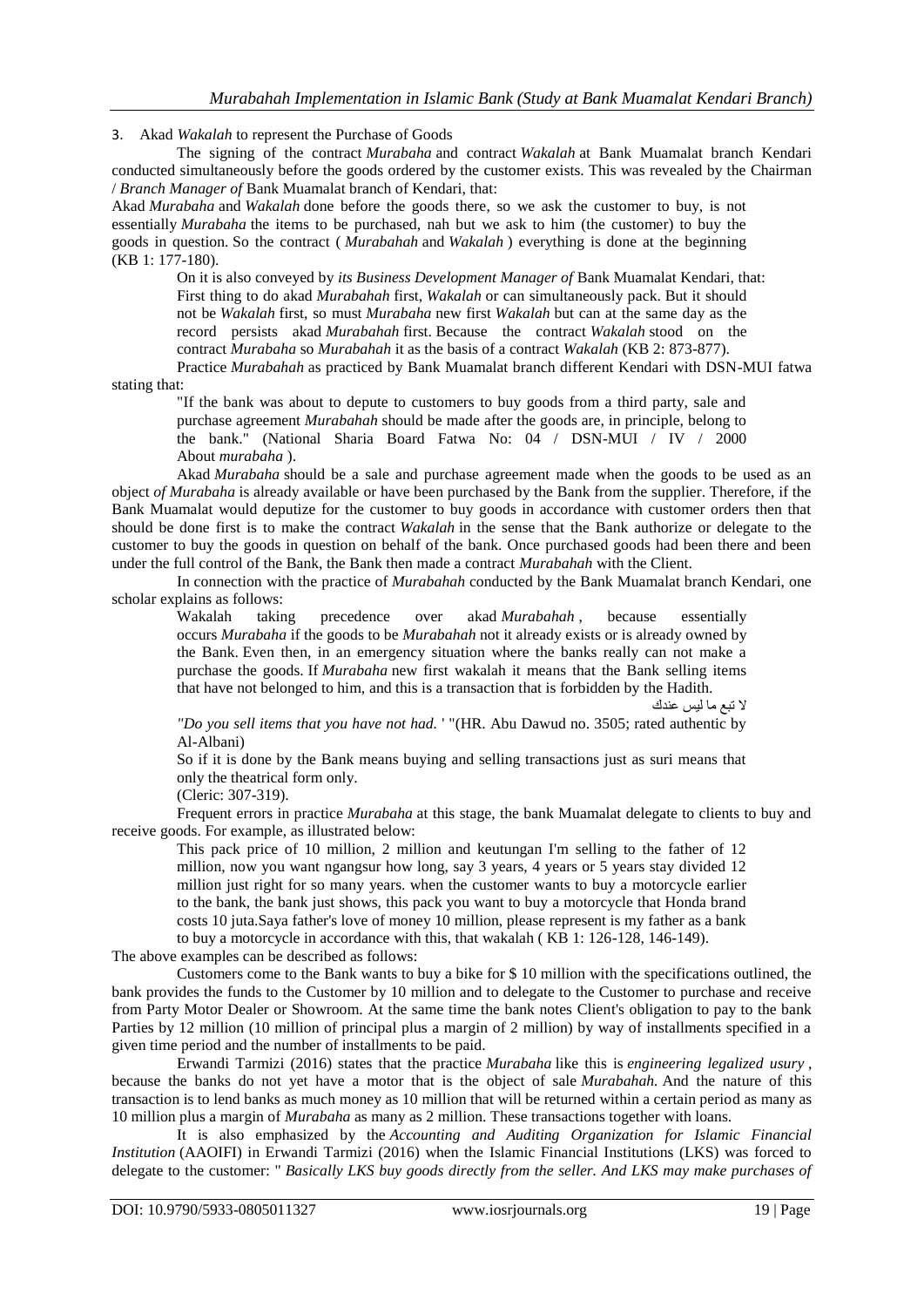3. Akad *Wakalah* to represent the Purchase of Goods

The signing of the contract *Murabahah* and contract *Wakalah* at Bank Muamalat branch Kendari conducted simultaneously before the goods ordered by the customer exists. This was revealed by the Chairman / *Branch Manager of* Bank Muamalat branch of Kendari, that:

Akad *Murabaha* and *Wakalah* done before the goods there, so we ask the customer to buy, is not essentially *Murabaha* the items to be purchased, nah but we ask to him (the customer) to buy the goods in question. So the contract ( *Murabahah* and *Wakalah* ) everything is done at the beginning (KB 1: 177-180).

On it is also conveyed by *its Business Development Manager of* Bank Muamalat Kendari, that:

> First thing to do akad *Murabahah* first, *Wakalah* or can simultaneously pack. But it should not be *Wakalah* first, so must *Murabaha* new first *Wakalah* but can at the same day as the record persists akad *Murabahah* first. Because the contract *Wakalah* stood on the contract *Murabaha* so *Murabahah* it as the basis of a contract *Wakalah* (KB 2: 873-877).

Practice *Murabahah* as practiced by Bank Muamalat branch different Kendari with DSN-MUI fatwa stating that:

> "If the bank was about to depute to customers to buy goods from a third party, sale and purchase agreement *Murabahah* should be made after the goods are, in principle, belong to the bank." (National Sharia Board Fatwa No: 04 / DSN-MUI / IV / 2000 About *murabaha* ).

Akad *Murabaha* should be a sale and purchase agreement made when the goods to be used as an object *of Murabaha* is already available or have been purchased by the Bank from the supplier. Therefore, if the Bank Muamalat would deputize for the customer to buy goods in accordance with customer orders then that should be done first is to make the contract *Wakalah* in the sense that the Bank authorize or delegate to the customer to buy the goods in question on behalf of the bank. Once purchased goods had been there and been under the full control of the Bank, the Bank then made a contract *Murabahah* with the Client.

In connection with the practice of *Murabahah* conducted by the Bank Muamalat branch Kendari, one scholar explains as follows:

> Wakalah taking precedence over akad *Murabahah* , because essentially occurs *Murabaha* if the goods to be *Murabahah* not it already exists or is already owned by the Bank. Even then, in an emergency situation where the banks really can not make a purchase the goods. If *Murabaha* new first wakalah it means that the Bank selling items that have not belonged to him, and this is a transaction that is forbidden by the Hadith.
>
> لا تبع ما ليس عندك
>
> *"Do you sell items that you have not had.* ' "(HR. Abu Dawud no. 3505; rated authentic by Al-Albani)
>
> So if it is done by the Bank means buying and selling transactions just as suri means that only the theatrical form only.
>
> (Cleric: 307-319).

Frequent errors in practice *Murabaha* at this stage, the bank Muamalat delegate to clients to buy and receive goods. For example, as illustrated below:

> This pack price of 10 million, 2 million and keutungan I'm selling to the father of 12 million, now you want ngangsur how long, say 3 years, 4 years or 5 years stay divided 12 million just right for so many years. when the customer wants to buy a motorcycle earlier to the bank, the bank just shows, this pack you want to buy a motorcycle that Honda brand costs 10 juta.Saya father's love of money 10 million, please represent is my father as a bank to buy a motorcycle in accordance with this, that wakalah ( KB 1: 126-128, 146-149).

The above examples can be described as follows:

Customers come to the Bank wants to buy a bike for $ 10 million with the specifications outlined, the bank provides the funds to the Customer by 10 million and to delegate to the Customer to purchase and receive from Party Motor Dealer or Showroom. At the same time the bank notes Client's obligation to pay to the bank Parties by 12 million (10 million of principal plus a margin of 2 million) by way of installments specified in a given time period and the number of installments to be paid.

Erwandi Tarmizi (2016) states that the practice *Murabaha* like this is *engineering legalized usury* , because the banks do not yet have a motor that is the object of sale *Murabahah*. And the nature of this transaction is to lend banks as much money as 10 million that will be returned within a certain period as many as 10 million plus a margin of *Murabaha* as many as 2 million. These transactions together with loans.

It is also emphasized by the *Accounting and Auditing Organization for Islamic Financial Institution* (AAOIFI) in Erwandi Tarmizi (2016) when the Islamic Financial Institutions (LKS) was forced to delegate to the customer: " *Basically LKS buy goods directly from the seller. And LKS may make purchases of*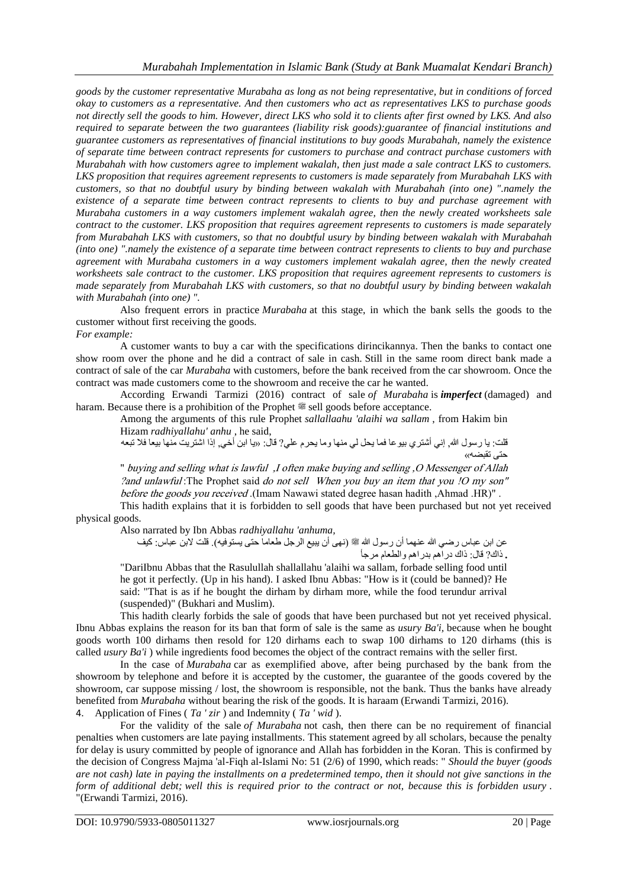*goods by the customer representative Murabaha as long as not being representative, but in conditions of forced okay to customers as a representative. And then customers who act as representatives LKS to purchase goods not directly sell the goods to him. However, direct LKS who sold it to clients after first owned by LKS. And also required to separate between the two guarantees (liability risk goods):guarantee of financial institutions and guarantee customers as representatives of financial institutions to buy goods Murabahah, namely the existence of separate time between contract represents for customers to purchase and contract purchase customers with Murabahah with how customers agree to implement wakalah, then just made a sale contract LKS to customers. LKS proposition that requires agreement represents to customers is made separately from Murabahah LKS with customers, so that no doubtful usury by binding between wakalah with Murabahah (into one) ".namely the existence of a separate time between contract represents to clients to buy and purchase agreement with Murabaha customers in a way customers implement wakalah agree, then the newly created worksheets sale contract to the customer. LKS proposition that requires agreement represents to customers is made separately from Murabahah LKS with customers, so that no doubtful usury by binding between wakalah with Murabahah (into one) ".namely the existence of a separate time between contract represents to clients to buy and purchase agreement with Murabaha customers in a way customers implement wakalah agree, then the newly created worksheets sale contract to the customer. LKS proposition that requires agreement represents to customers is made separately from Murabahah LKS with customers, so that no doubtful usury by binding between wakalah with Murabahah (into one) ".*

Also frequent errors in practice *Murabaha* at this stage, in which the bank sells the goods to the customer without first receiving the goods.

*For example:*

A customer wants to buy a car with the specifications dirincikannya. Then the banks to contact one show room over the phone and he did a contract of sale in cash. Still in the same room direct bank made a contract of sale of the car *Murabaha* with customers, before the bank received from the car showroom. Once the contract was made customers come to the showroom and receive the car he wanted.

According Erwandi Tarmizi (2016) contract of sale *of Murabaha* is ***imperfect*** (damaged) and haram. Because there is a prohibition of the Prophet ﷺ sell goods before acceptance.

Among the arguments of this rule Prophet *sallallaahu 'alaihi wa sallam* , from Hakim bin Hizam *radhiyallahu' anhu* , he said,

قلت: يا رسول الله, إني أشتري بيوعا فما يحل لي منها وما يحرم علي? قال: «يا ابن أخي, إذا اشتريت منها بيعا فلا تبعه حتى تقبضه»

" *buying and selling what is lawful ,I often make buying and selling ,O Messenger of Allah ?and unlawful* :The Prophet said *do not sell When you buy an item that you !O my son" before the goods you received* .(Imam Nawawi stated degree hasan hadith ,Ahmad .HR)" .

This hadith explains that it is forbidden to sell goods that have been purchased but not yet received physical goods.

Also narrated by Ibn Abbas *radhiyallahu 'anhuma,*

عن ابن عباس رضي الله عنهما أن رسول الله ﷺ (نهى أن يبيع الرجل طعاما حتى يستوفيه). قلت لابن عباس: كيف ذاك؟ قال: ذاك دراهم بدراهم والطعام مرجأ .

"DariIbnu Abbas that the Rasulullah shallallahu 'alaihi wa sallam, forbade selling food until he got it perfectly. (Up in his hand). I asked Ibnu Abbas: "How is it (could be banned)? He said: "That is as if he bought the dirham by dirham more, while the food terundur arrival (suspended)" (Bukhari and Muslim).

This hadith clearly forbids the sale of goods that have been purchased but not yet received physical. Ibnu Abbas explains the reason for its ban that form of sale is the same as *usury Ba'i,* because when he bought goods worth 100 dirhams then resold for 120 dirhams each to swap 100 dirhams to 120 dirhams (this is called *usury Ba'i* ) while ingredients food becomes the object of the contract remains with the seller first.

In the case of *Murabaha* car as exemplified above, after being purchased by the bank from the showroom by telephone and before it is accepted by the customer, the guarantee of the goods covered by the showroom, car suppose missing / lost, the showroom is responsible, not the bank. Thus the banks have already benefited from *Murabaha* without bearing the risk of the goods. It is haraam (Erwandi Tarmizi, 2016).

4. Application of Fines ( *Ta ' zir* ) and Indemnity ( *Ta ' wid* ).

For the validity of the sale *of Murabaha* not cash, then there can be no requirement of financial penalties when customers are late paying installments. This statement agreed by all scholars, because the penalty for delay is usury committed by people of ignorance and Allah has forbidden in the Koran. This is confirmed by the decision of Congress Majma 'al-Fiqh al-Islami No: 51 (2/6) of 1990, which reads: " *Should the buyer (goods are not cash) late in paying the installments on a predetermined tempo, then it should not give sanctions in the form of additional debt; well this is required prior to the contract or not, because this is forbidden usury* . "(Erwandi Tarmizi, 2016).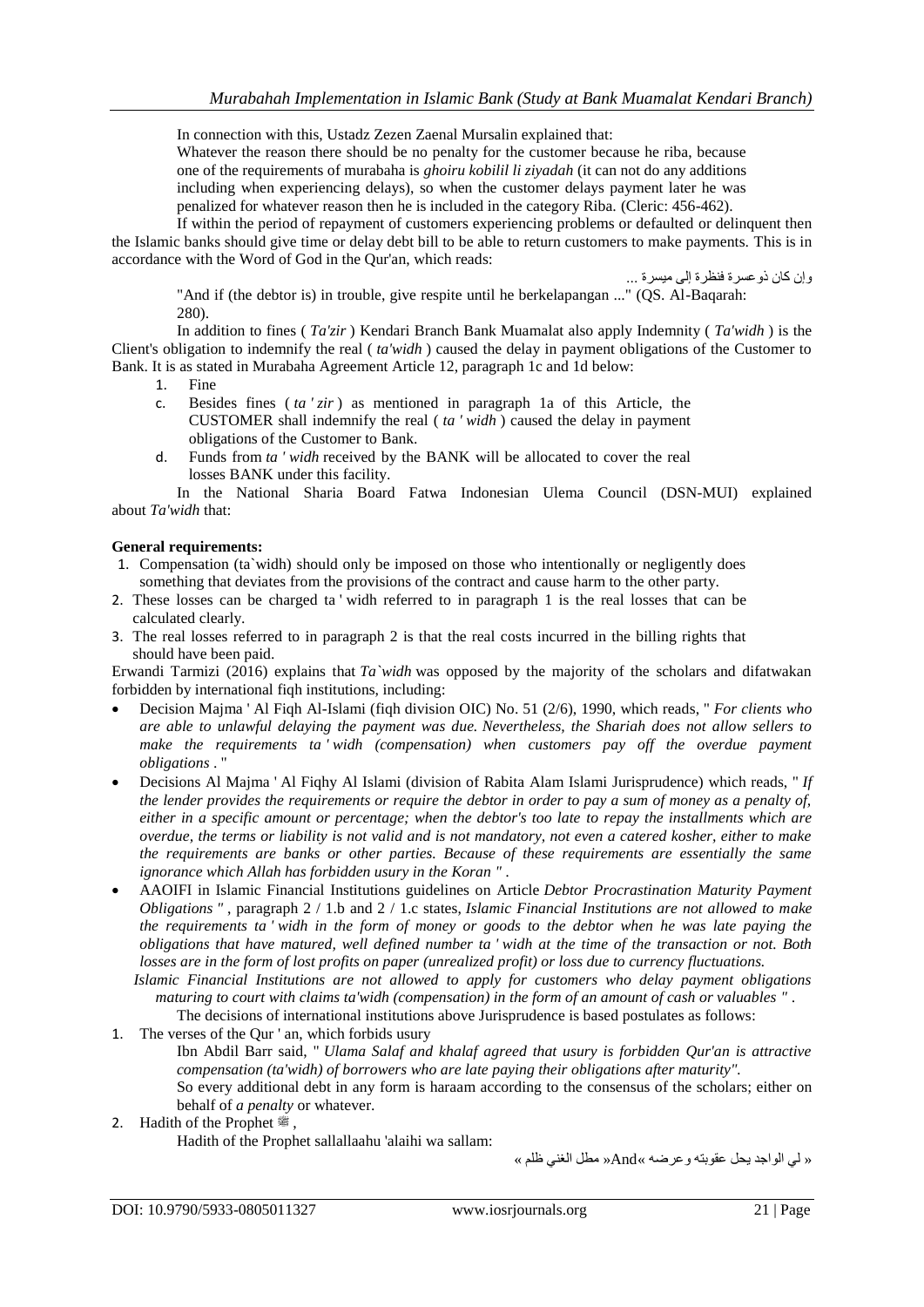In connection with this, Ustadz Zezen Zaenal Mursalin explained that:

> Whatever the reason there should be no penalty for the customer because he riba, because one of the requirements of murabaha is *ghoiru kobilil li ziyadah* (it can not do any additions including when experiencing delays), so when the customer delays payment later he was penalized for whatever reason then he is included in the category Riba. (Cleric: 456-462).

If within the period of repayment of customers experiencing problems or defaulted or delinquent then the Islamic banks should give time or delay debt bill to be able to return customers to make payments. This is in accordance with the Word of God in the Qur'an, which reads:

وإن كان ذو عسرة فنظرة إلى ميسرة ...

> "And if (the debtor is) in trouble, give respite until he berkelapangan ..." (QS. Al-Baqarah: 280).

In addition to fines ( *Ta'zir* ) Kendari Branch Bank Muamalat also apply Indemnity ( *Ta'widh* ) is the Client's obligation to indemnify the real ( *ta'widh* ) caused the delay in payment obligations of the Customer to Bank. It is as stated in Murabaha Agreement Article 12, paragraph 1c and 1d below:

1. Fine
   - c. Besides fines ( *ta ' zir* ) as mentioned in paragraph 1a of this Article, the CUSTOMER shall indemnify the real ( *ta ' widh* ) caused the delay in payment obligations of the Customer to Bank.
   - d. Funds from *ta ' widh* received by the BANK will be allocated to cover the real losses BANK under this facility.

In the National Sharia Board Fatwa Indonesian Ulema Council (DSN-MUI) explained about *Ta'widh* that:

**General requirements:**

1. Compensation (ta`widh) should only be imposed on those who intentionally or negligently does something that deviates from the provisions of the contract and cause harm to the other party.
2. These losses can be charged ta ' widh referred to in paragraph 1 is the real losses that can be calculated clearly.
3. The real losses referred to in paragraph 2 is that the real costs incurred in the billing rights that should have been paid.

Erwandi Tarmizi (2016) explains that *Ta`widh* was opposed by the majority of the scholars and difatwakan forbidden by international fiqh institutions, including:

- Decision Majma ' Al Fiqh Al-Islami (fiqh division OIC) No. 51 (2/6), 1990, which reads, " *For clients who are able to unlawful delaying the payment was due. Nevertheless, the Shariah does not allow sellers to make the requirements ta ' widh (compensation) when customers pay off the overdue payment obligations* . "
- Decisions Al Majma ' Al Fiqhy Al Islami (division of Rabita Alam Islami Jurisprudence) which reads, " *If the lender provides the requirements or require the debtor in order to pay a sum of money as a penalty of, either in a specific amount or percentage; when the debtor's too late to repay the installments which are overdue, the terms or liability is not valid and is not mandatory, not even a catered kosher, either to make the requirements are banks or other parties. Because of these requirements are essentially the same ignorance which Allah has forbidden usury in the Koran "* .
- AAOIFI in Islamic Financial Institutions guidelines on Article *Debtor Procrastination Maturity Payment Obligations "* , paragraph 2 / 1.b and 2 / 1.c states, *Islamic Financial Institutions are not allowed to make the requirements ta ' widh in the form of money or goods to the debtor when he was late paying the obligations that have matured, well defined number ta ' widh at the time of the transaction or not. Both losses are in the form of lost profits on paper (unrealized profit) or loss due to currency fluctuations.*
  *Islamic Financial Institutions are not allowed to apply for customers who delay payment obligations maturing to court with claims ta'widh (compensation) in the form of an amount of cash or valuables "* .

The decisions of international institutions above Jurisprudence is based postulates as follows:

1. The verses of the Qur ' an, which forbids usury

   Ibn Abdil Barr said, " *Ulama Salaf and khalaf agreed that usury is forbidden Qur'an is attractive compensation (ta'widh) of borrowers who are late paying their obligations after maturity".*

   So every additional debt in any form is haraam according to the consensus of the scholars; either on behalf of *a penalty* or whatever.

2. Hadith of the Prophet ﷺ ,

   Hadith of the Prophet sallallaahu 'alaihi wa sallam:

   « لي الواجد يحل عقوبته وعرضه »And« مطل الغني ظلم »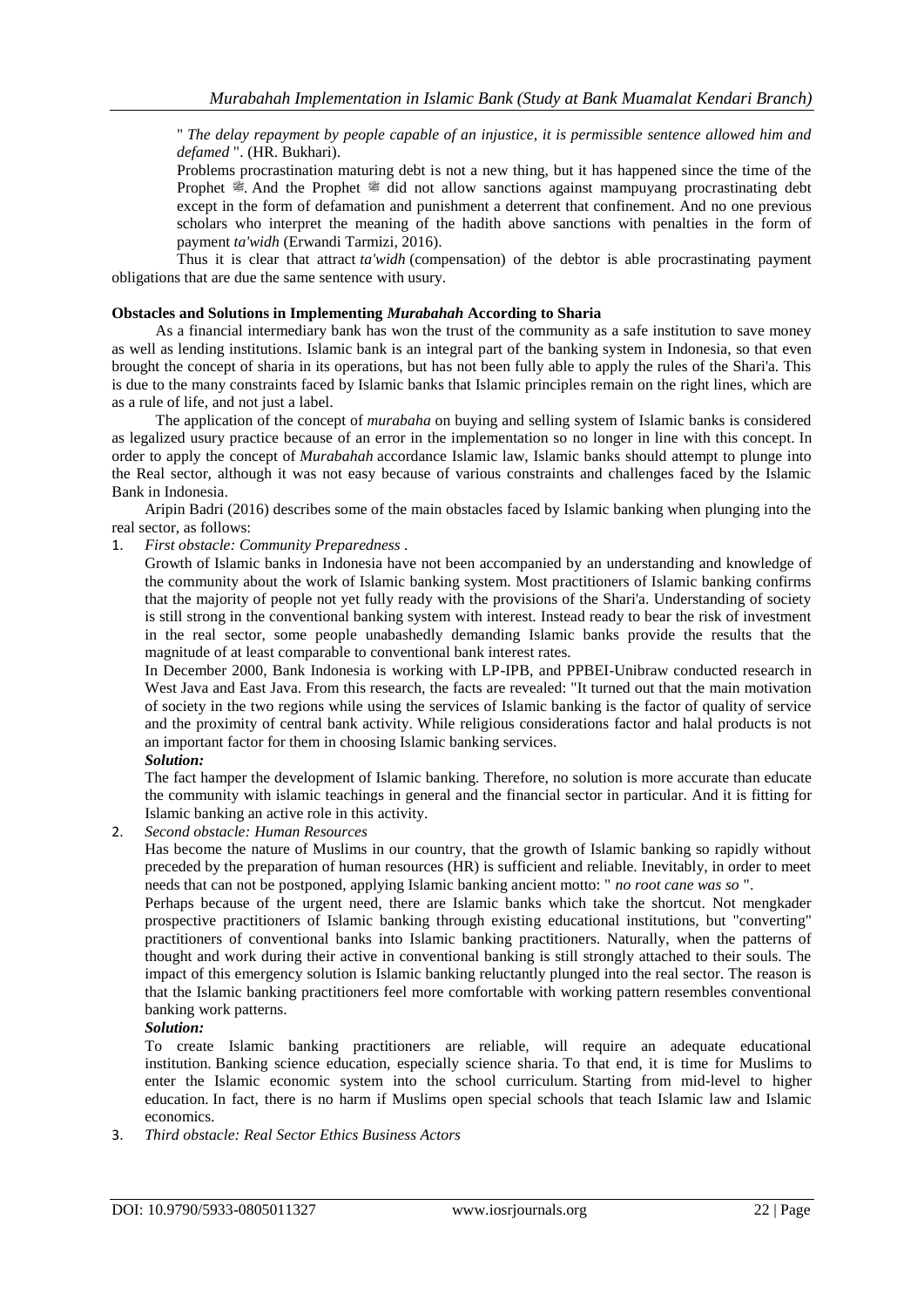" *The delay repayment by people capable of an injustice, it is permissible sentence allowed him and defamed* ". (HR. Bukhari).

Problems procrastination maturing debt is not a new thing, but it has happened since the time of the Prophet ﷺ. And the Prophet ﷺ did not allow sanctions against mampuyang procrastinating debt except in the form of defamation and punishment a deterrent that confinement. And no one previous scholars who interpret the meaning of the hadith above sanctions with penalties in the form of payment *ta'widh* (Erwandi Tarmizi, 2016).

Thus it is clear that attract *ta'widh* (compensation) of the debtor is able procrastinating payment obligations that are due the same sentence with usury.

**Obstacles and Solutions in Implementing *Murabahah* According to Sharia**

As a financial intermediary bank has won the trust of the community as a safe institution to save money as well as lending institutions. Islamic bank is an integral part of the banking system in Indonesia, so that even brought the concept of sharia in its operations, but has not been fully able to apply the rules of the Shari'a. This is due to the many constraints faced by Islamic banks that Islamic principles remain on the right lines, which are as a rule of life, and not just a label.

The application of the concept of *murabaha* on buying and selling system of Islamic banks is considered as legalized usury practice because of an error in the implementation so no longer in line with this concept. In order to apply the concept of *Murabahah* accordance Islamic law, Islamic banks should attempt to plunge into the Real sector, although it was not easy because of various constraints and challenges faced by the Islamic Bank in Indonesia.

Aripin Badri (2016) describes some of the main obstacles faced by Islamic banking when plunging into the real sector, as follows:

1. *First obstacle: Community Preparedness* .

   Growth of Islamic banks in Indonesia have not been accompanied by an understanding and knowledge of the community about the work of Islamic banking system. Most practitioners of Islamic banking confirms that the majority of people not yet fully ready with the provisions of the Shari'a. Understanding of society is still strong in the conventional banking system with interest. Instead ready to bear the risk of investment in the real sector, some people unabashedly demanding Islamic banks provide the results that the magnitude of at least comparable to conventional bank interest rates.

   In December 2000, Bank Indonesia is working with LP-IPB, and PPBEI-Unibraw conducted research in West Java and East Java. From this research, the facts are revealed: "It turned out that the main motivation of society in the two regions while using the services of Islamic banking is the factor of quality of service and the proximity of central bank activity. While religious considerations factor and halal products is not an important factor for them in choosing Islamic banking services.

   ***Solution:***

   The fact hamper the development of Islamic banking. Therefore, no solution is more accurate than educate the community with islamic teachings in general and the financial sector in particular. And it is fitting for Islamic banking an active role in this activity.

2. *Second obstacle: Human Resources*

   Has become the nature of Muslims in our country, that the growth of Islamic banking so rapidly without preceded by the preparation of human resources (HR) is sufficient and reliable. Inevitably, in order to meet needs that can not be postponed, applying Islamic banking ancient motto: " *no root cane was so* ".

   Perhaps because of the urgent need, there are Islamic banks which take the shortcut. Not mengkader prospective practitioners of Islamic banking through existing educational institutions, but "converting" practitioners of conventional banks into Islamic banking practitioners. Naturally, when the patterns of thought and work during their active in conventional banking is still strongly attached to their souls. The impact of this emergency solution is Islamic banking reluctantly plunged into the real sector. The reason is that the Islamic banking practitioners feel more comfortable with working pattern resembles conventional banking work patterns.

   ***Solution:***

   To create Islamic banking practitioners are reliable, will require an adequate educational institution. Banking science education, especially science sharia. To that end, it is time for Muslims to enter the Islamic economic system into the school curriculum. Starting from mid-level to higher education. In fact, there is no harm if Muslims open special schools that teach Islamic law and Islamic economics.

3. *Third obstacle: Real Sector Ethics Business Actors*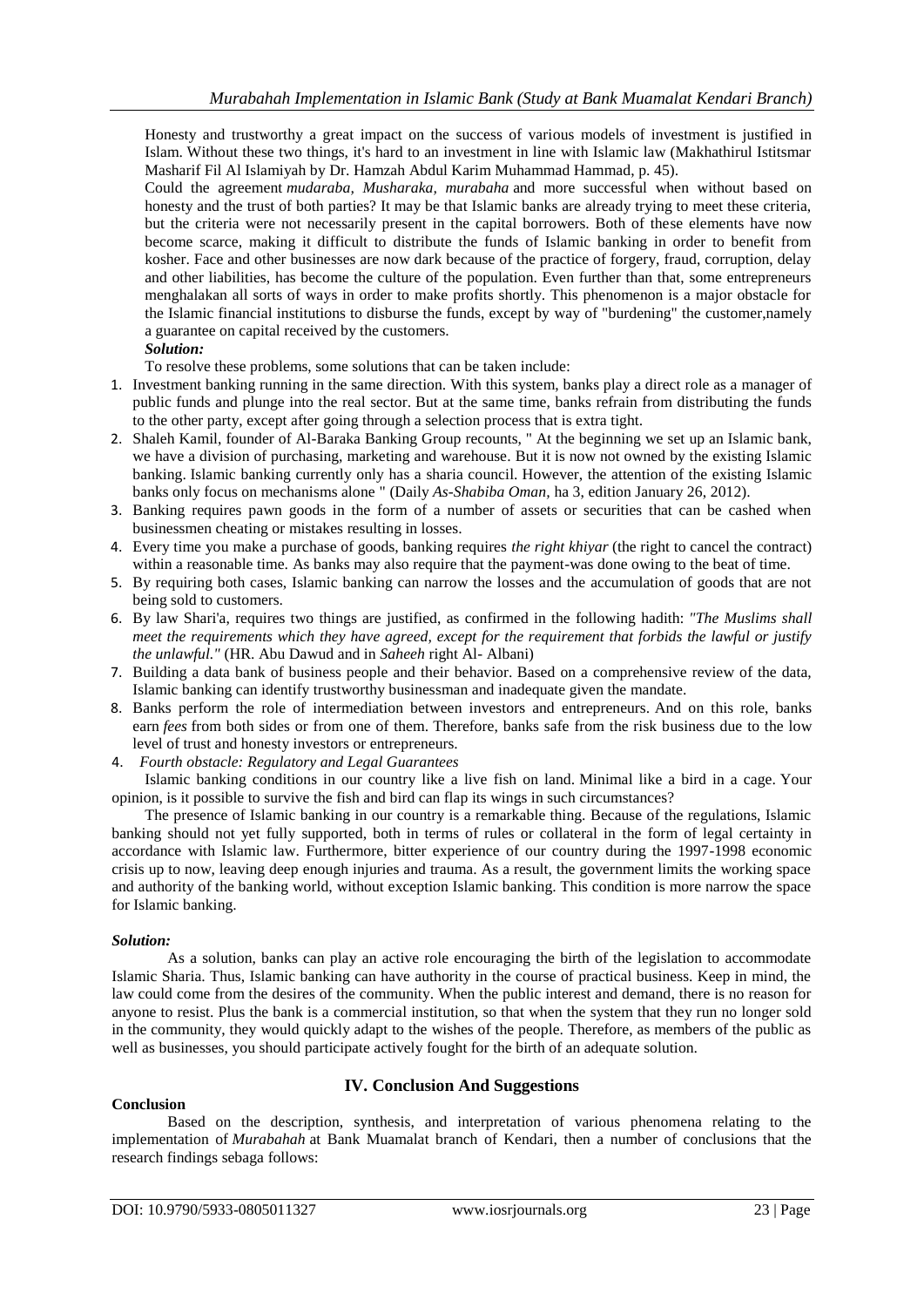Honesty and trustworthy a great impact on the success of various models of investment is justified in Islam. Without these two things, it's hard to an investment in line with Islamic law (Makhathirul Istitsmar Masharif Fil Al Islamiyah by Dr. Hamzah Abdul Karim Muhammad Hammad, p. 45).

Could the agreement *mudaraba, Musharaka, murabaha* and more successful when without based on honesty and the trust of both parties? It may be that Islamic banks are already trying to meet these criteria, but the criteria were not necessarily present in the capital borrowers. Both of these elements have now become scarce, making it difficult to distribute the funds of Islamic banking in order to benefit from kosher. Face and other businesses are now dark because of the practice of forgery, fraud, corruption, delay and other liabilities, has become the culture of the population. Even further than that, some entrepreneurs menghalakan all sorts of ways in order to make profits shortly. This phenomenon is a major obstacle for the Islamic financial institutions to disburse the funds, except by way of "burdening" the customer,namely a guarantee on capital received by the customers.

***Solution:***

To resolve these problems, some solutions that can be taken include:

1. Investment banking running in the same direction. With this system, banks play a direct role as a manager of public funds and plunge into the real sector. But at the same time, banks refrain from distributing the funds to the other party, except after going through a selection process that is extra tight.
2. Shaleh Kamil, founder of Al-Baraka Banking Group recounts, " At the beginning we set up an Islamic bank, we have a division of purchasing, marketing and warehouse. But it is now not owned by the existing Islamic banking. Islamic banking currently only has a sharia council. However, the attention of the existing Islamic banks only focus on mechanisms alone " (Daily *As-Shabiba Oman*, ha 3, edition January 26, 2012).
3. Banking requires pawn goods in the form of a number of assets or securities that can be cashed when businessmen cheating or mistakes resulting in losses.
4. Every time you make a purchase of goods, banking requires *the right khiyar* (the right to cancel the contract) within a reasonable time. As banks may also require that the payment-was done owing to the beat of time.
5. By requiring both cases, Islamic banking can narrow the losses and the accumulation of goods that are not being sold to customers.
6. By law Shari'a, requires two things are justified, as confirmed in the following hadith: *"The Muslims shall meet the requirements which they have agreed, except for the requirement that forbids the lawful or justify the unlawful."* (HR. Abu Dawud and in *Saheeh* right Al- Albani)
7. Building a data bank of business people and their behavior. Based on a comprehensive review of the data, Islamic banking can identify trustworthy businessman and inadequate given the mandate.
8. Banks perform the role of intermediation between investors and entrepreneurs. And on this role, banks earn *fees* from both sides or from one of them. Therefore, banks safe from the risk business due to the low level of trust and honesty investors or entrepreneurs.

4. *Fourth obstacle: Regulatory and Legal Guarantees*

Islamic banking conditions in our country like a live fish on land. Minimal like a bird in a cage. Your opinion, is it possible to survive the fish and bird can flap its wings in such circumstances?

The presence of Islamic banking in our country is a remarkable thing. Because of the regulations, Islamic banking should not yet fully supported, both in terms of rules or collateral in the form of legal certainty in accordance with Islamic law. Furthermore, bitter experience of our country during the 1997-1998 economic crisis up to now, leaving deep enough injuries and trauma. As a result, the government limits the working space and authority of the banking world, without exception Islamic banking. This condition is more narrow the space for Islamic banking.

***Solution:***

As a solution, banks can play an active role encouraging the birth of the legislation to accommodate Islamic Sharia. Thus, Islamic banking can have authority in the course of practical business. Keep in mind, the law could come from the desires of the community. When the public interest and demand, there is no reason for anyone to resist. Plus the bank is a commercial institution, so that when the system that they run no longer sold in the community, they would quickly adapt to the wishes of the people. Therefore, as members of the public as well as businesses, you should participate actively fought for the birth of an adequate solution.

## IV. Conclusion And Suggestions

**Conclusion**

Based on the description, synthesis, and interpretation of various phenomena relating to the implementation of *Murabahah* at Bank Muamalat branch of Kendari, then a number of conclusions that the research findings sebaga follows: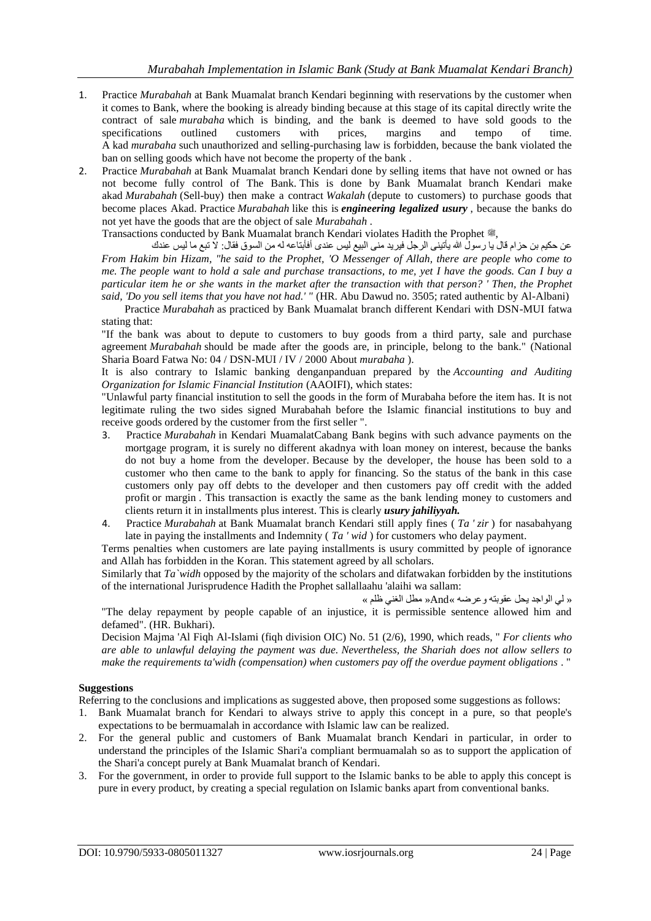1. Practice *Murabahah* at Bank Muamalat branch Kendari beginning with reservations by the customer when it comes to Bank, where the booking is already binding because at this stage of its capital directly write the contract of sale *murabaha* which is binding, and the bank is deemed to have sold goods to the specifications outlined customers with prices, margins and tempo of time. A kad *murabaha* such unauthorized and selling-purchasing law is forbidden, because the bank violated the ban on selling goods which have not become the property of the bank .
2. Practice *Murabahah* at Bank Muamalat branch Kendari done by selling items that have not owned or has not become fully control of The Bank. This is done by Bank Muamalat branch Kendari make akad *Murabahah* (Sell-buy) then make a contract *Wakalah* (depute to customers) to purchase goods that become places Akad. Practice *Murabahah* like this is ***engineering legalized usury*** , because the banks do not yet have the goods that are the object of sale *Murabahah* .

   Transactions conducted by Bank Muamalat branch Kendari violates Hadith the Prophet ﷺ,

   عن حكيم بن حزام قال يا رسول الله يأتيني الرجل فيريد منى البيع ليس عندى أفأبتاعه له من السوق فقال: لا تبع ما ليس عندك

   *From Hakim bin Hizam, "he said to the Prophet, 'O Messenger of Allah, there are people who come to me. The people want to hold a sale and purchase transactions, to me, yet I have the goods. Can I buy a particular item he or she wants in the market after the transaction with that person? ' Then, the Prophet said, 'Do you sell items that you have not had.' "* (HR. Abu Dawud no. 3505; rated authentic by Al-Albani)

   Practice *Murabahah* as practiced by Bank Muamalat branch different Kendari with DSN-MUI fatwa stating that:

   "If the bank was about to depute to customers to buy goods from a third party, sale and purchase agreement *Murabahah* should be made after the goods are, in principle, belong to the bank." (National Sharia Board Fatwa No: 04 / DSN-MUI / IV / 2000 About *murabaha* ).

   It is also contrary to Islamic banking denganpanduan prepared by the *Accounting and Auditing Organization for Islamic Financial Institution* (AAOIFI), which states:

   "Unlawful party financial institution to sell the goods in the form of Murabaha before the item has. It is not legitimate ruling the two sides signed Murabahah before the Islamic financial institutions to buy and receive goods ordered by the customer from the first seller ".
3. Practice *Murabahah* in Kendari MuamalatCabang Bank begins with such advance payments on the mortgage program, it is surely no different akadnya with loan money on interest, because the banks do not buy a home from the developer. Because by the developer, the house has been sold to a customer who then came to the bank to apply for financing. So the status of the bank in this case customers only pay off debts to the developer and then customers pay off credit with the added profit or margin . This transaction is exactly the same as the bank lending money to customers and clients return it in installments plus interest. This is clearly ***usury jahiliyyah.***
4. Practice *Murabahah* at Bank Muamalat branch Kendari still apply fines ( *Ta ' zir* ) for nasabahyang late in paying the installments and Indemnity ( *Ta ' wid* ) for customers who delay payment.

   Terms penalties when customers are late paying installments is usury committed by people of ignorance and Allah has forbidden in the Koran. This statement agreed by all scholars.

   Similarly that *Ta`widh* opposed by the majority of the scholars and difatwakan forbidden by the institutions of the international Jurisprudence Hadith the Prophet sallallaahu 'alaihi wa sallam:

   « لي الواجد يحل عقوبته وعرضه »And« مطل الغني ظلم »

   "The delay repayment by people capable of an injustice, it is permissible sentence allowed him and defamed". (HR. Bukhari).

   Decision Majma 'Al Fiqh Al-Islami (fiqh division OIC) No. 51 (2/6), 1990, which reads, " *For clients who are able to unlawful delaying the payment was due. Nevertheless, the Shariah does not allow sellers to make the requirements ta'widh (compensation) when customers pay off the overdue payment obligations* . "

**Suggestions**

Referring to the conclusions and implications as suggested above, then proposed some suggestions as follows:

1. Bank Muamalat branch for Kendari to always strive to apply this concept in a pure, so that people's expectations to be bermuamalah in accordance with Islamic law can be realized.
2. For the general public and customers of Bank Muamalat branch Kendari in particular, in order to understand the principles of the Islamic Shari'a compliant bermuamalah so as to support the application of the Shari'a concept purely at Bank Muamalat branch of Kendari.
3. For the government, in order to provide full support to the Islamic banks to be able to apply this concept is pure in every product, by creating a special regulation on Islamic banks apart from conventional banks.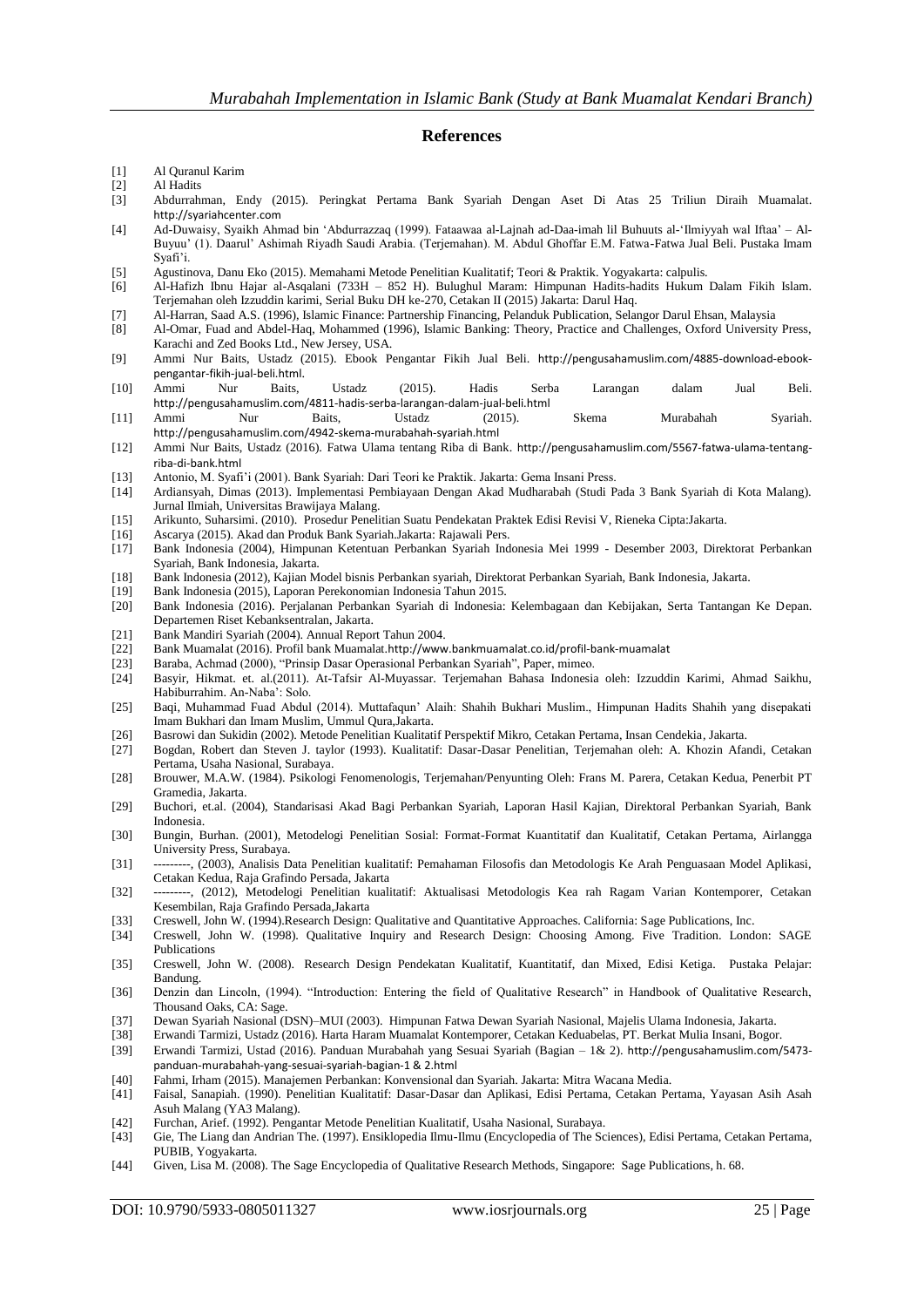## References

[1] Al Quranul Karim

[2] Al Hadits

[3] Abdurrahman, Endy (2015). Peringkat Pertama Bank Syariah Dengan Aset Di Atas 25 Triliun Diraih Muamalat. http://syariahcenter.com

[4] Ad-Duwaisy, Syaikh Ahmad bin 'Abdurrazzaq (1999). Fataawaa al-Lajnah ad-Daa-imah lil Buhuuts al-'Ilmiyyah wal Iftaa' – Al-Buyuu' (1). Daarul' Ashimah Riyadh Saudi Arabia. (Terjemahan). M. Abdul Ghoffar E.M. Fatwa-Fatwa Jual Beli. Pustaka Imam Syafi'i.

[5] Agustinova, Danu Eko (2015). Memahami Metode Penelitian Kualitatif; Teori & Praktik. Yogyakarta: calpulis.

[6] Al-Hafizh Ibnu Hajar al-Asqalani (733H – 852 H). Bulughul Maram: Himpunan Hadits-hadits Hukum Dalam Fikih Islam. Terjemahan oleh Izzuddin karimi, Serial Buku DH ke-270, Cetakan II (2015) Jakarta: Darul Haq.

[7] Al-Harran, Saad A.S. (1996), Islamic Finance: Partnership Financing, Pelanduk Publication, Selangor Darul Ehsan, Malaysia

[8] Al-Omar, Fuad and Abdel-Haq, Mohammed (1996), Islamic Banking: Theory, Practice and Challenges, Oxford University Press, Karachi and Zed Books Ltd., New Jersey, USA.

[9] Ammi Nur Baits, Ustadz (2015). Ebook Pengantar Fikih Jual Beli. http://pengusahamuslim.com/4885-download-ebook-pengantar-fikih-jual-beli.html.

[10] Ammi Nur Baits, Ustadz (2015). Hadis Serba Larangan dalam Jual Beli. http://pengusahamuslim.com/4811-hadis-serba-larangan-dalam-jual-beli.html

[11] Ammi Nur Baits, Ustadz (2015). Skema Murabahah Syariah. http://pengusahamuslim.com/4942-skema-murabahah-syariah.html

[12] Ammi Nur Baits, Ustadz (2016). Fatwa Ulama tentang Riba di Bank. http://pengusahamuslim.com/5567-fatwa-ulama-tentang-riba-di-bank.html

[13] Antonio, M. Syafi'i (2001). Bank Syariah: Dari Teori ke Praktik. Jakarta: Gema Insani Press.

[14] Ardiansyah, Dimas (2013). Implementasi Pembiayaan Dengan Akad Mudharabah (Studi Pada 3 Bank Syariah di Kota Malang). Jurnal Ilmiah, Universitas Brawijaya Malang.

[15] Arikunto, Suharsimi. (2010). Prosedur Penelitian Suatu Pendekatan Praktek Edisi Revisi V, Rieneka Cipta:Jakarta.

[16] Ascarya (2015). Akad dan Produk Bank Syariah.Jakarta: Rajawali Pers.

[17] Bank Indonesia (2004), Himpunan Ketentuan Perbankan Syariah Indonesia Mei 1999 - Desember 2003, Direktorat Perbankan Syariah, Bank Indonesia, Jakarta.

[18] Bank Indonesia (2012), Kajian Model bisnis Perbankan syariah, Direktorat Perbankan Syariah, Bank Indonesia, Jakarta.

[19] Bank Indonesia (2015), Laporan Perekonomian Indonesia Tahun 2015.

[20] Bank Indonesia (2016). Perjalanan Perbankan Syariah di Indonesia: Kelembagaan dan Kebijakan, Serta Tantangan Ke Depan. Departemen Riset Kebanksentralan, Jakarta.

[21] Bank Mandiri Syariah (2004). Annual Report Tahun 2004.

[22] Bank Muamalat (2016). Profil bank Muamalat.http://www.bankmuamalat.co.id/profil-bank-muamalat

[23] Baraba, Achmad (2000), "Prinsip Dasar Operasional Perbankan Syariah", Paper, mimeo.

[24] Basyir, Hikmat. et. al.(2011). At-Tafsir Al-Muyassar. Terjemahan Bahasa Indonesia oleh: Izzuddin Karimi, Ahmad Saikhu, Habiburrahim. An-Naba': Solo.

[25] Baqi, Muhammad Fuad Abdul (2014). Muttafaqun' Alaih: Shahih Bukhari Muslim., Himpunan Hadits Shahih yang disepakati Imam Bukhari dan Imam Muslim, Ummul Qura,Jakarta.

[26] Basrowi dan Sukidin (2002). Metode Penelitian Kualitatif Perspektif Mikro, Cetakan Pertama, Insan Cendekia, Jakarta.

[27] Bogdan, Robert dan Steven J. taylor (1993). Kualitatif: Dasar-Dasar Penelitian, Terjemahan oleh: A. Khozin Afandi, Cetakan Pertama, Usaha Nasional, Surabaya.

[28] Brouwer, M.A.W. (1984). Psikologi Fenomenologis, Terjemahan/Penyunting Oleh: Frans M. Parera, Cetakan Kedua, Penerbit PT Gramedia, Jakarta.

[29] Buchori, et.al. (2004), Standarisasi Akad Bagi Perbankan Syariah, Laporan Hasil Kajian, Direktoral Perbankan Syariah, Bank Indonesia.

[30] Bungin, Burhan. (2001), Metodelogi Penelitian Sosial: Format-Format Kuantitatif dan Kualitatif, Cetakan Pertama, Airlangga University Press, Surabaya.

[31] ---------, (2003), Analisis Data Penelitian kualitatif: Pemahaman Filosofis dan Metodologis Ke Arah Penguasaan Model Aplikasi, Cetakan Kedua, Raja Grafindo Persada, Jakarta

[32] ---------, (2012), Metodelogi Penelitian kualitatif: Aktualisasi Metodologis Kea rah Ragam Varian Kontemporer, Cetakan Kesembilan, Raja Grafindo Persada,Jakarta

[33] Creswell, John W. (1994).Research Design: Qualitative and Quantitative Approaches. California: Sage Publications, Inc.

[34] Creswell, John W. (1998). Qualitative Inquiry and Research Design: Choosing Among. Five Tradition. London: SAGE Publications

[35] Creswell, John W. (2008). Research Design Pendekatan Kualitatif, Kuantitatif, dan Mixed, Edisi Ketiga. Pustaka Pelajar: Bandung.

[36] Denzin dan Lincoln, (1994). "Introduction: Entering the field of Qualitative Research" in Handbook of Qualitative Research, Thousand Oaks, CA: Sage.

[37] Dewan Syariah Nasional (DSN)–MUI (2003). Himpunan Fatwa Dewan Syariah Nasional, Majelis Ulama Indonesia, Jakarta.

[38] Erwandi Tarmizi, Ustadz (2016). Harta Haram Muamalat Kontemporer, Cetakan Keduabelas, PT. Berkat Mulia Insani, Bogor.

[39] Erwandi Tarmizi, Ustad (2016). Panduan Murabahah yang Sesuai Syariah (Bagian – 1& 2). http://pengusahamuslim.com/5473-panduan-murabahah-yang-sesuai-syariah-bagian-1 & 2.html

[40] Fahmi, Irham (2015). Manajemen Perbankan: Konvensional dan Syariah. Jakarta: Mitra Wacana Media.

[41] Faisal, Sanapiah. (1990). Penelitian Kualitatif: Dasar-Dasar dan Aplikasi, Edisi Pertama, Cetakan Pertama, Yayasan Asih Asah Asuh Malang (YA3 Malang).

[42] Furchan, Arief. (1992). Pengantar Metode Penelitian Kualitatif, Usaha Nasional, Surabaya.

[43] Gie, The Liang dan Andrian The. (1997). Ensiklopedia Ilmu-Ilmu (Encyclopedia of The Sciences), Edisi Pertama, Cetakan Pertama, PUBIB, Yogyakarta.

[44] Given, Lisa M. (2008). The Sage Encyclopedia of Qualitative Research Methods, Singapore: Sage Publications, h. 68.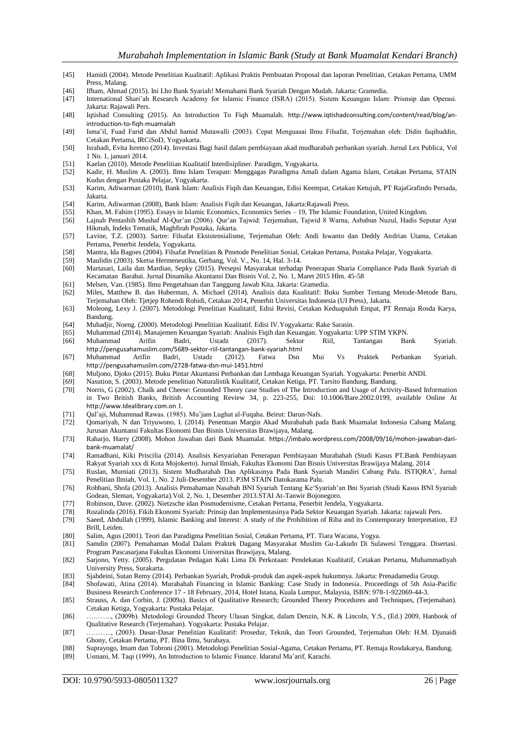[45] Hamidi (2004). Metode Penelitian Kualitatif: Aplikasi Praktis Pembuatan Proposal dan laporan Penelitian, Cetakan Pertama, UMM Press, Malang.

[46] Ifham, Ahmad (2015). Ini Lho Bank Syariah! Memahami Bank Syariah Dengan Mudah. Jakarta: Gramedia.

[47] International Shari'ah Research Academy for Islamic Finance (ISRA) (2015). Sistem Keuangan Islam: Prisnsip dan Operasi. Jakarta: Rajawali Pers.

[48] Iqtishad Consulting (2015). An Introduction To Fiqh Muamalah. http://www.iqtishadconsulting.com/content/read/blog/an-introduction-to-fiqh-muamalah

[49] Isma'il, Fuad Farid dan Abdul hamid Mutawalli (2003). Cepat Menguasai Ilmu Filsafat, Terjemahan oleh: Didin faqihuddin, Cetakan Pertama, IRCiSoD, Yogyakarta.

[50] Israhadi, Evita Isretno (2014). Investasi Bagi hasil dalam pembiayaan akad mudharabah perbankan syariah. Jurnal Lex Publica, Vol 1 No. 1, januari 2014.

[51] Kaelan (2010). Metode Penelitian Kualitatif Interdisipliner. Paradigm, Yogyakarta.

[52] Kadir, H. Muslim A. (2003). Ilmu Islam Terapan: Menggagas Paradigma Amali dalam Agama Islam, Cetakan Pertama, STAIN Kudus dengan Pustaka Pelajar, Yogyakarta.

[53] Karim, Adiwarman (2010), Bank Islam: Analisis Fiqih dan Keuangan, Edisi Keempat, Cetakan Ketujuh, PT RajaGrafindo Persada, Jakarta.

[54] Karim, Adiwarman (2008), Bank Islam: Analisis Fiqih dan Keuangan, Jakarta:Rajawali Press.

[55] Khan, M. Fahim (1995). Essays in Islamic Economics, Economics Series – 19, The Islamic Foundation, United Kingdom.

[56] Lajnah Pentashih Mushaf Al-Qur'an (2006). Qur'an Tajwid: Terjemahan, Tajwid 8 Warna, Asbabun Nuzul, Hadis Seputar Ayat Hikmah, Indeks Tematik, Maghfirah Pustaka, Jakarta.

[57] Lavine, T.Z. (2003). Sartre: Filsafat Eksistensialisme, Terjemahan Oleh: Andi Iswanto dan Deddy Andrian Utama, Cetakan Pertama, Penerbit Jendela, Yogyakarta.

[58] Mantra, Ida Bagoes (2004). Filsafat Penelitian & Pmetode Penelitian Sosial, Cetakan Pertama, Pustaka Pelajar, Yogyakarta.

[59] Maulidin (2003). Sketsa Hermeneutika, Gerbang, Vol. V., No. 14, Hal. 3-14.

[60] Martasari, Laila dan Mardian, Sepky (2015). Persepsi Masyarakat terhadap Penerapan Sharia Compliance Pada Bank Syariah di Kecamatan Barabai. Jurnal Dinamika Akuntansi Dan Bisnis Vol. 2, No. 1, Maret 2015 Hlm. 45-58

[61] Melsen, Van. (1985). Ilmu Pengetahuan dan Tanggung Jawab Kita. Jakarta: Gramedia.

[62] Miles, Matthew B. dan Huberman, A. Michael (2014). Analisis data Kualitatif: Buku Sumber Tentang Metode-Metode Baru, Terjemahan Oleh: Tjetjep Rohendi Rohidi, Cetakan 2014, Penerbit Universitas Indonesia (UI Press), Jakarta.

[63] Moleong, Lexy J. (2007). Metodologi Penelitian Kualitatif, Edisi Revisi, Cetakan Keduapuluh Empat, PT Remaja Rosda Karya, Bandung.

[64] Muhadjir, Noeng. (2000). Metodologi Penelitian Kualitatif. Edisi IV.Yogyakarta: Rake Sarasin.

[65] Muhammad (2014). Manajemen Keuangan Syariah: Analisis Fiqih dan Keuangan. Yogyakarta: UPP STIM YKPN.

[66] Muhammad Arifin Badri, Ustadz (2017). Sektor Riil, Tantangan Bank Syariah. http://pengusahamuslim.com/5689-sektor-riil-tantangan-bank-syariah.html

[67] Muhammad Arifin Badri, Ustadz (2012). Fatwa Dsn Mui Vs Praktek Perbankan Syariah. http://pengusahamuslim.com/2728-fatwa-dsn-mui-1451.html

[68] Muljono, Djoko (2015). Buku Pintar Akuntansi Perbankan dan Lembaga Keuangan Syariah. Yogyakarta: Penerbit ANDI.

[69] Nasution, S. (2003). Metode penelitian Naturalistik Kualitatif, Cetakan Ketiga, PT. Tarsito Bandung, Bandung.

[70] Norris, G (2002). Chalk and Cheese: Grounded Theory case Studies of The Introduction and Usage of Activity-Based Information in Two British Banks, British Accounting Review 34, p. 223-255, Doi: 10.1006/Bare.2002.0199, available Online At http://www.Idealibrary.com.on 1.

[71] Qal'aji, Muhammad Rawas. (1985). Mu'jam Lughat al-Fuqaha. Beirut: Darun-Nafs.

[72] Qomariyah, N dan Triyuwono, I. (2014). Penentuan Margin Akad Murabahah pada Bank Muamalat Indonesia Cabang Malang. Jurusan Akuntansi Fakultas Ekonomi Dan Bisnis Universitas Brawijaya, Malang.

[73] Raharjo, Harry (2008). Mohon Jawaban dari Bank Muamalat. https://imbalo.wordpress.com/2008/09/16/mohon-jawaban-dari-bank-muamalat/

[74] Ramadhani, Kiki Priscilia (2014). Analisis Kesyariahan Penerapan Pembiayaan Murabahah (Studi Kasus PT.Bank Pembiayaan Rakyat Syariah xxx di Kota Mojokerto). Jurnal Ilmiah, Fakultas Ekonomi Dan Bisnis Universitas Brawijaya Malang. 2014

[75] Ruslan, Murniati (2013). Sistem Mudharabah Dan Aplikasinya Pada Bank Syariah Mandiri Cabang Palu. ISTIQRA', Jurnal Penelitian Ilmiah, Vol. 1, No. 2 Juli-Desember 2013. P3M STAIN Datokarama Palu.

[76] Robbani, Shofa (2013). Analisis Pemahaman Nasabah BNI Syariah Tentang Ke'Syariah'an Bni Syariah (Studi Kasus BNI Syariah Godean, Sleman, Yogyakarta).Vol. 2, No. 1, Desember 2013.STAI At-Tanwir Bojonegoro.

[77] Robinson, Dave. (2002). Nietzsche idan Posmodernisme, Cetakan Pertama, Penerbit Jendela, Yogyakarta.

[78] Rozalinda (2016). Fikih Ekonomi Syariah: Prinsip dan Implementasinya Pada Sektor Keuangan Syariah. Jakarta: rajawali Pers.

[79] Saeed, Abdullah (1999), Islamic Banking and Interest: A study of the Prohibition of Riba and its Contemporary Interpretation, EJ Brill, Leiden.

[80] Salim, Agus (2001). Teori dan Paradigma Penelitian Sosial, Cetakan Pertama, PT. Tiara Wacana, Yogya.

[81] Samdin (2007). Pemahaman Modal Dalam Praktek Dagang Masyarakat Muslim Gu-Lakudo Di Sulawesi Tenggara. Disertasi. Program Pascasarjana Fakultas Ekonomi Universitas Brawijaya, Malang.

[82] Sarjono, Yetty. (2005). Pergulatan Pedagan Kaki Lima Di Perkotaan: Pendekatan Kualitatif, Cetakan Pertama, Muhammadiyah University Press, Surakarta.

[83] Sjahdeini, Sutan Remy (2014). Perbankan Syariah, Produk-produk dan aspek-aspek hukumnya. Jakarta: Prenadamedia Group.

[84] Shofawati, Atina (2014). Murabahah Financing in Islamic Banking: Case Study in Indonesia. Proceedings of 5th Asia-Pacific Business Research Conference 17 - 18 February, 2014, Hotel Istana, Kuala Lumpur, Malaysia, ISBN: 978-1-922069-44-3.

[85] Strauss, A. dan Corbin, J. (2009a). Basics of Qualitative Research; Grounded Theory Procedures and Techniques, (Terjemahan). Cetakan Ketiga, Yogyakarta: Pustaka Pelajar.

[86] ……….., (2009b). Metodologi Grounded Theory Ulasan Singkat, dalam Denzin, N.K. & Lincoln, Y.S., (Ed.) 2009, Hanbook of Qualitative Research (Terjemahan). Yogyakarta: Pustaka Pelajar.

[87] ……….., (2003). Dasar-Dasar Penelitian Kualitatif: Prosedur, Teknik, dan Teori Grounded, Terjemahan Oleh: H.M. Djunaidi Ghony, Cetakan Pertama, PT. Bina Ilmu, Surabaya.

[88] Suprayogo, Imam dan Tobroni (2001). Metodologi Penelitian Sosial-Agama, Cetakan Pertama, PT. Remaja Rosdakarya, Bandung.

[89] Usmani, M. Taqi (1999), An Introduction to Islamic Finance. Idaratul Ma'arif, Karachi.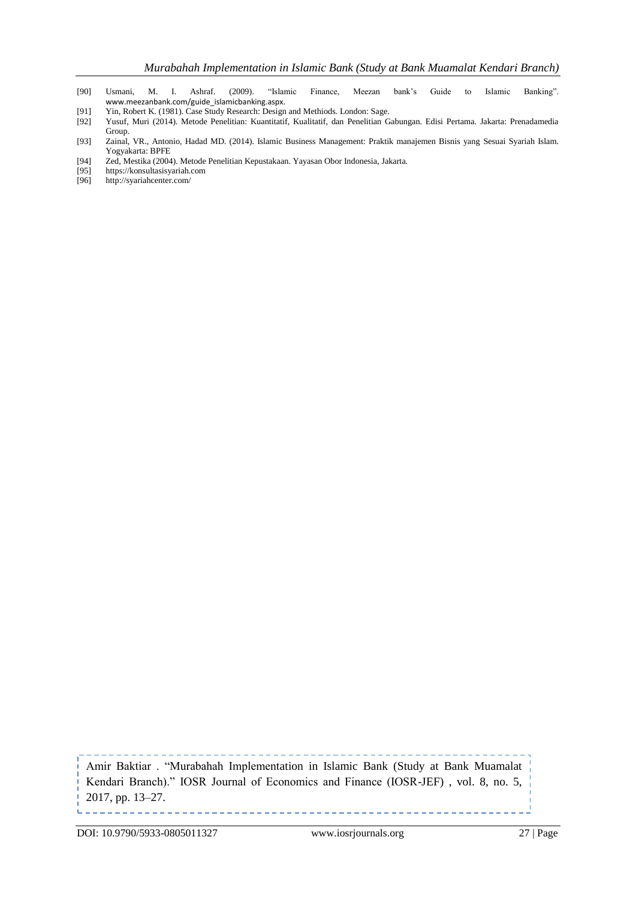[90] Usmani, M. I. Ashraf. (2009). "Islamic Finance, Meezan bank's Guide to Islamic Banking". www.meezanbank.com/guide_islamicbanking.aspx.

[91] Yin, Robert K. (1981). Case Study Research: Design and Methiods. London: Sage.

[92] Yusuf, Muri (2014). Metode Penelitian: Kuantitatif, Kualitatif, dan Penelitian Gabungan. Edisi Pertama. Jakarta: Prenadamedia Group.

[93] Zainal, VR., Antonio, Hadad MD. (2014). Islamic Business Management: Praktik manajemen Bisnis yang Sesuai Syariah Islam. Yogyakarta: BPFE

[94] Zed, Mestika (2004). Metode Penelitian Kepustakaan. Yayasan Obor Indonesia, Jakarta.

[95] https://konsultasisyariah.com

[96] http://syariahcenter.com/

Amir Baktiar . "Murabahah Implementation in Islamic Bank (Study at Bank Muamalat Kendari Branch)." IOSR Journal of Economics and Finance (IOSR-JEF) , vol. 8, no. 5, 2017, pp. 13–27.